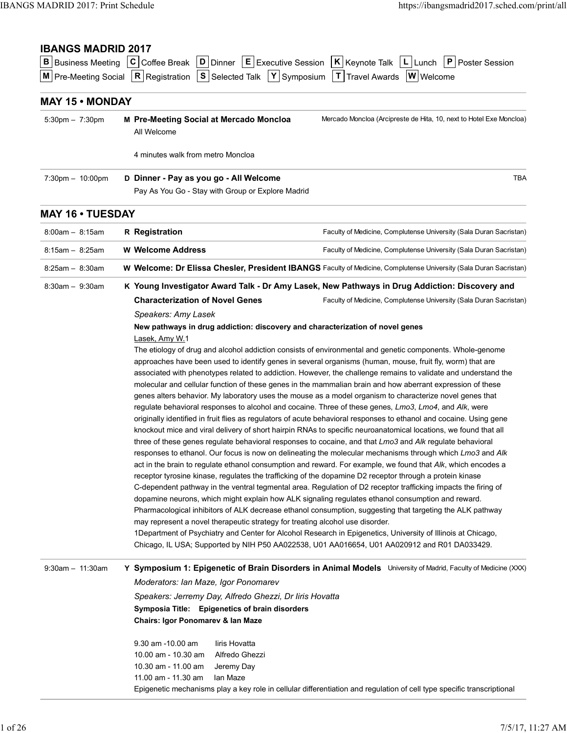# IBANGS MADRID 2017

**B** Business Meeting **C** Coffee Break **D** Dinner **E** Executive Session **K** Keynote Talk **L** Lunch **P** Poster Session
**M** Pre-Meeting Social **R** Registration **S** Selected Talk **Y** Symposium **T** Travel Awards **W** Welcome

## MAY 15 • MONDAY

**5:30pm – 7:30pm**

**M Pre-Meeting Social at Mercado Moncloa** — Mercado Moncloa (Arcipreste de Hita, 10, next to Hotel Exe Moncloa)

All Welcome

4 minutes walk from metro Moncloa

**7:30pm – 10:00pm**

**D Dinner - Pay as you go - All Welcome** — TBA

Pay As You Go - Stay with Group or Explore Madrid

## MAY 16 • TUESDAY

**8:00am – 8:15am**

**R Registration** — Faculty of Medicine, Complutense University (Sala Duran Sacristan)

**8:15am – 8:25am**

**W Welcome Address** — Faculty of Medicine, Complutense University (Sala Duran Sacristan)

**8:25am – 8:30am**

**W Welcome: Dr Elissa Chesler, President IBANGS** — Faculty of Medicine, Complutense University (Sala Duran Sacristan)

**8:30am – 9:30am**

**K Young Investigator Award Talk - Dr Amy Lasek, New Pathways in Drug Addiction: Discovery and Characterization of Novel Genes** — Faculty of Medicine, Complutense University (Sala Duran Sacristan)

*Speakers: Amy Lasek*

**New pathways in drug addiction: discovery and characterization of novel genes**

Lasek, Amy W.[1]

The etiology of drug and alcohol addiction consists of environmental and genetic components. Whole-genome approaches have been used to identify genes in several organisms (human, mouse, fruit fly, worm) that are associated with phenotypes related to addiction. However, the challenge remains to validate and understand the molecular and cellular function of these genes in the mammalian brain and how aberrant expression of these genes alters behavior. My laboratory uses the mouse as a model organism to characterize novel genes that regulate behavioral responses to alcohol and cocaine. Three of these genes, *Lmo3*, *Lmo4*, and *Alk*, were originally identified in fruit flies as regulators of acute behavioral responses to ethanol and cocaine. Using gene knockout mice and viral delivery of short hairpin RNAs to specific neuroanatomical locations, we found that all three of these genes regulate behavioral responses to cocaine, and that *Lmo3* and *Alk* regulate behavioral responses to ethanol. Our focus is now on delineating the molecular mechanisms through which *Lmo3* and *Alk* act in the brain to regulate ethanol consumption and reward. For example, we found that *Alk*, which encodes a receptor tyrosine kinase, regulates the trafficking of the dopamine D2 receptor through a protein kinase C-dependent pathway in the ventral tegmental area. Regulation of D2 receptor trafficking impacts the firing of dopamine neurons, which might explain how ALK signaling regulates ethanol consumption and reward. Pharmacological inhibitors of ALK decrease ethanol consumption, suggesting that targeting the ALK pathway may represent a novel therapeutic strategy for treating alcohol use disorder.

1Department of Psychiatry and Center for Alcohol Research in Epigenetics, University of Illinois at Chicago, Chicago, IL USA; Supported by NIH P50 AA022538, U01 AA016654, U01 AA020912 and R01 DA033429.

**9:30am – 11:30am**

**Y Symposium 1: Epigenetic of Brain Disorders in Animal Models** — University of Madrid, Faculty of Medicine (XXX)

*Moderators: Ian Maze, Igor Ponomarev*

*Speakers: Jerremy Day, Alfredo Ghezzi, Dr Iiris Hovatta*

**Symposia Title: Epigenetics of brain disorders**

**Chairs: Igor Ponomarev & Ian Maze**

9.30 am -10.00 am Iiris Hovatta
10.00 am - 10.30 am Alfredo Ghezzi
10.30 am - 11.00 am Jeremy Day
11.00 am - 11.30 am Ian Maze

Epigenetic mechanisms play a key role in cellular differentiation and regulation of cell type specific transcriptional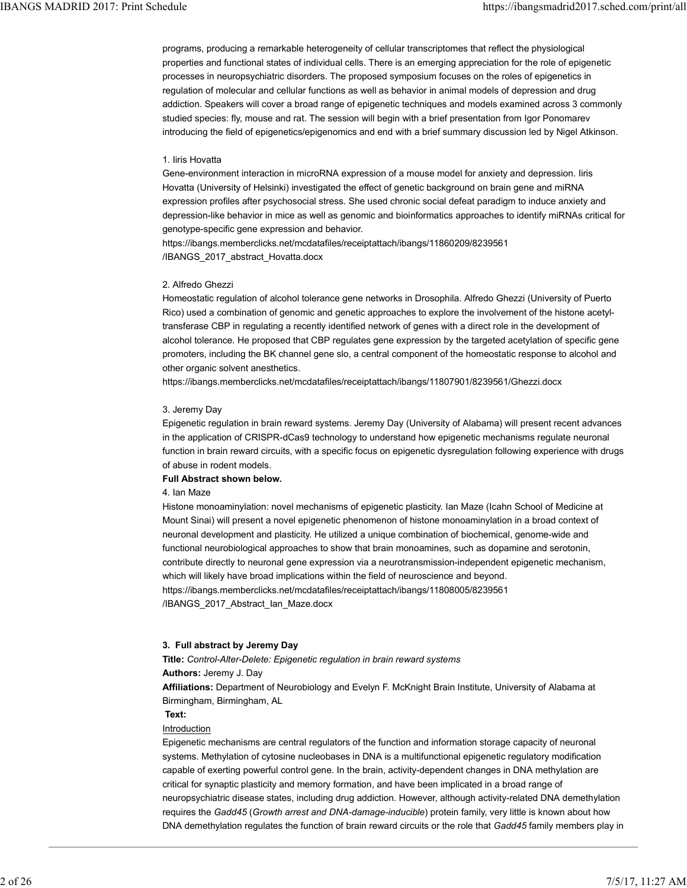programs, producing a remarkable heterogeneity of cellular transcriptomes that reflect the physiological properties and functional states of individual cells. There is an emerging appreciation for the role of epigenetic processes in neuropsychiatric disorders. The proposed symposium focuses on the roles of epigenetics in regulation of molecular and cellular functions as well as behavior in animal models of depression and drug addiction. Speakers will cover a broad range of epigenetic techniques and models examined across 3 commonly studied species: fly, mouse and rat. The session will begin with a brief presentation from Igor Ponomarev introducing the field of epigenetics/epigenomics and end with a brief summary discussion led by Nigel Atkinson.

1. Iiris Hovatta
Gene-environment interaction in microRNA expression of a mouse model for anxiety and depression. Iiris Hovatta (University of Helsinki) investigated the effect of genetic background on brain gene and miRNA expression profiles after psychosocial stress. She used chronic social defeat paradigm to induce anxiety and depression-like behavior in mice as well as genomic and bioinformatics approaches to identify miRNAs critical for genotype-specific gene expression and behavior.
https://ibangs.memberclicks.net/mcdatafiles/receiptattach/ibangs/11860209/8239561/IBANGS_2017_abstract_Hovatta.docx

2. Alfredo Ghezzi
Homeostatic regulation of alcohol tolerance gene networks in Drosophila. Alfredo Ghezzi (University of Puerto Rico) used a combination of genomic and genetic approaches to explore the involvement of the histone acetyl-transferase CBP in regulating a recently identified network of genes with a direct role in the development of alcohol tolerance. He proposed that CBP regulates gene expression by the targeted acetylation of specific gene promoters, including the BK channel gene slo, a central component of the homeostatic response to alcohol and other organic solvent anesthetics.
https://ibangs.memberclicks.net/mcdatafiles/receiptattach/ibangs/11807901/8239561/Ghezzi.docx

3. Jeremy Day
Epigenetic regulation in brain reward systems. Jeremy Day (University of Alabama) will present recent advances in the application of CRISPR-dCas9 technology to understand how epigenetic mechanisms regulate neuronal function in brain reward circuits, with a specific focus on epigenetic dysregulation following experience with drugs of abuse in rodent models.
**Full Abstract shown below.**

4. Ian Maze
Histone monoaminylation: novel mechanisms of epigenetic plasticity. Ian Maze (Icahn School of Medicine at Mount Sinai) will present a novel epigenetic phenomenon of histone monoaminylation in a broad context of neuronal development and plasticity. He utilized a unique combination of biochemical, genome-wide and functional neurobiological approaches to show that brain monoamines, such as dopamine and serotonin, contribute directly to neuronal gene expression via a neurotransmission-independent epigenetic mechanism, which will likely have broad implications within the field of neuroscience and beyond.
https://ibangs.memberclicks.net/mcdatafiles/receiptattach/ibangs/11808005/8239561/IBANGS_2017_Abstract_Ian_Maze.docx

**3. Full abstract by Jeremy Day**

**Title:** *Control-Alter-Delete: Epigenetic regulation in brain reward systems*

**Authors:** Jeremy J. Day

**Affiliations:** Department of Neurobiology and Evelyn F. McKnight Brain Institute, University of Alabama at Birmingham, Birmingham, AL

**Text:**

Introduction

Epigenetic mechanisms are central regulators of the function and information storage capacity of neuronal systems. Methylation of cytosine nucleobases in DNA is a multifunctional epigenetic regulatory modification capable of exerting powerful control gene. In the brain, activity-dependent changes in DNA methylation are critical for synaptic plasticity and memory formation, and have been implicated in a broad range of neuropsychiatric disease states, including drug addiction. However, although activity-related DNA demethylation requires the *Gadd45* (*Growth arrest and DNA-damage-inducible*) protein family, very little is known about how DNA demethylation regulates the function of brain reward circuits or the role that *Gadd45* family members play in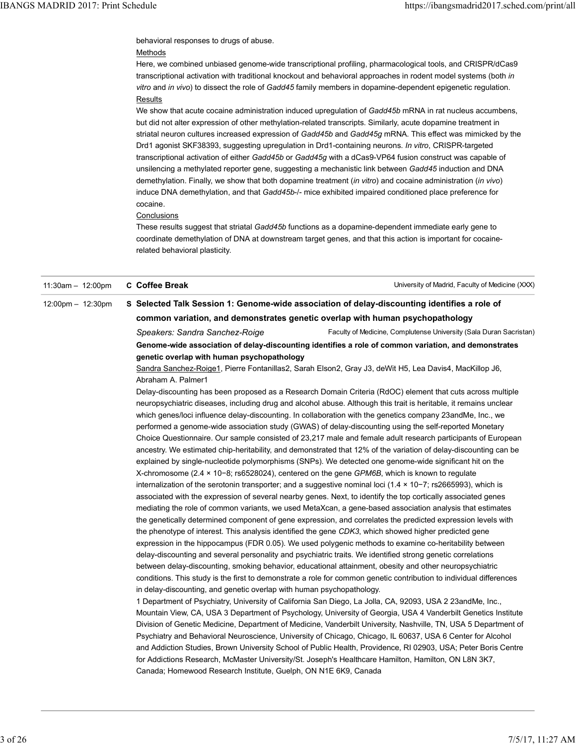behavioral responses to drugs of abuse.

Methods

Here, we combined unbiased genome-wide transcriptional profiling, pharmacological tools, and CRISPR/dCas9 transcriptional activation with traditional knockout and behavioral approaches in rodent model systems (both *in vitro* and *in vivo*) to dissect the role of *Gadd45* family members in dopamine-dependent epigenetic regulation.

Results

We show that acute cocaine administration induced upregulation of *Gadd45b* mRNA in rat nucleus accumbens, but did not alter expression of other methylation-related transcripts. Similarly, acute dopamine treatment in striatal neuron cultures increased expression of *Gadd45b* and *Gadd45g* mRNA. This effect was mimicked by the Drd1 agonist SKF38393, suggesting upregulation in Drd1-containing neurons. *In vitro*, CRISPR-targeted transcriptional activation of either *Gadd45b* or *Gadd45g* with a dCas9-VP64 fusion construct was capable of unsilencing a methylated reporter gene, suggesting a mechanistic link between *Gadd45* induction and DNA demethylation. Finally, we show that both dopamine treatment (*in vitro*) and cocaine administration (*in vivo*) induce DNA demethylation, and that *Gadd45b*-/- mice exhibited impaired conditioned place preference for cocaine.

Conclusions

These results suggest that striatal *Gadd45b* functions as a dopamine-dependent immediate early gene to coordinate demethylation of DNA at downstream target genes, and that this action is important for cocaine-related behavioral plasticity.

---

11:30am – 12:00pm **C Coffee Break** — University of Madrid, Faculty of Medicine (XXX)

---

12:00pm – 12:30pm **S Selected Talk Session 1: Genome-wide association of delay-discounting identifies a role of common variation, and demonstrates genetic overlap with human psychopathology**

*Speakers: Sandra Sanchez-Roige* — Faculty of Medicine, Complutense University (Sala Duran Sacristan)

**Genome-wide association of delay-discounting identifies a role of common variation, and demonstrates genetic overlap with human psychopathology**

Sandra Sanchez-Roige1, Pierre Fontanillas2, Sarah Elson2, Gray J3, deWit H5, Lea Davis4, MacKillop J6, Abraham A. Palmer1

Delay-discounting has been proposed as a Research Domain Criteria (RdOC) element that cuts across multiple neuropsychiatric diseases, including drug and alcohol abuse. Although this trait is heritable, it remains unclear which genes/loci influence delay-discounting. In collaboration with the genetics company 23andMe, Inc., we performed a genome-wide association study (GWAS) of delay-discounting using the self-reported Monetary Choice Questionnaire. Our sample consisted of 23,217 male and female adult research participants of European ancestry. We estimated chip-heritability, and demonstrated that 12% of the variation of delay-discounting can be explained by single-nucleotide polymorphisms (SNPs). We detected one genome-wide significant hit on the X-chromosome ($2.4 \times 10^{-8}$; rs6528024), centered on the gene *GPM6B*, which is known to regulate internalization of the serotonin transporter; and a suggestive nominal loci ($1.4 \times 10^{-7}$; rs2665993), which is associated with the expression of several nearby genes. Next, to identify the top cortically associated genes mediating the role of common variants, we used MetaXcan, a gene-based association analysis that estimates the genetically determined component of gene expression, and correlates the predicted expression levels with the phenotype of interest. This analysis identified the gene *CDK3*, which showed higher predicted gene expression in the hippocampus (FDR 0.05). We used polygenic methods to examine co-heritability between delay-discounting and several personality and psychiatric traits. We identified strong genetic correlations between delay-discounting, smoking behavior, educational attainment, obesity and other neuropsychiatric conditions. This study is the first to demonstrate a role for common genetic contribution to individual differences in delay-discounting, and genetic overlap with human psychopathology.

1 Department of Psychiatry, University of California San Diego, La Jolla, CA, 92093, USA 2 23andMe, Inc., Mountain View, CA, USA 3 Department of Psychology, University of Georgia, USA 4 Vanderbilt Genetics Institute Division of Genetic Medicine, Department of Medicine, Vanderbilt University, Nashville, TN, USA 5 Department of Psychiatry and Behavioral Neuroscience, University of Chicago, Chicago, IL 60637, USA 6 Center for Alcohol and Addiction Studies, Brown University School of Public Health, Providence, RI 02903, USA; Peter Boris Centre for Addictions Research, McMaster University/St. Joseph's Healthcare Hamilton, Hamilton, ON L8N 3K7, Canada; Homewood Research Institute, Guelph, ON N1E 6K9, Canada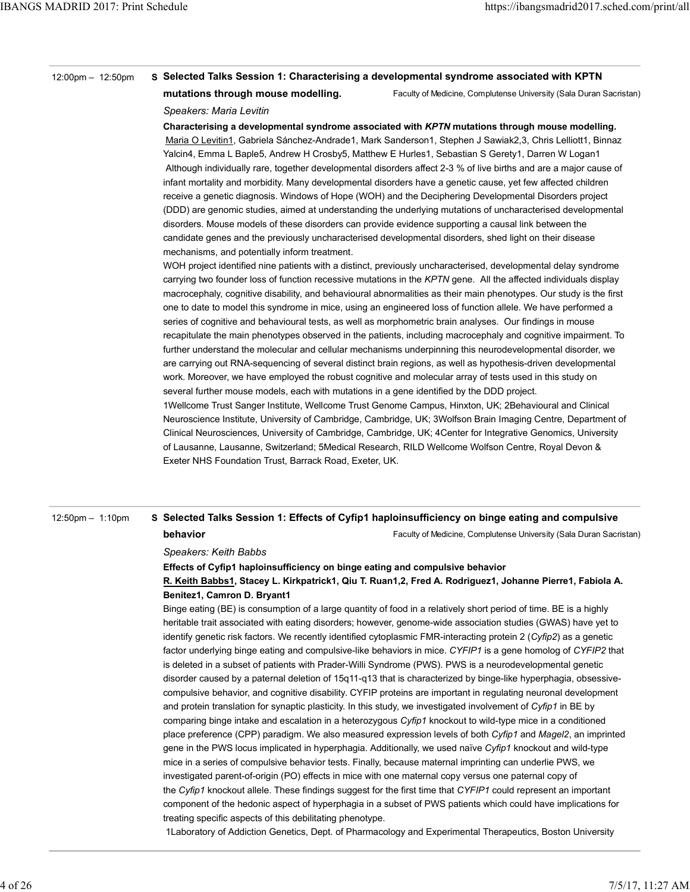12:00pm – 12:50pm **S Selected Talks Session 1: Characterising a developmental syndrome associated with KPTN mutations through mouse modelling.** Faculty of Medicine, Complutense University (Sala Duran Sacristan)

*Speakers: Maria Levitin*

**Characterising a developmental syndrome associated with *KPTN* mutations through mouse modelling.**

Maria O Levitin1, Gabriela Sánchez-Andrade1, Mark Sanderson1, Stephen J Sawiak2,3, Chris Lelliott1, Binnaz Yalcin4, Emma L Baple5, Andrew H Crosby5, Matthew E Hurles1, Sebastian S Gerety1, Darren W Logan1

Although individually rare, together developmental disorders affect 2-3 % of live births and are a major cause of infant mortality and morbidity. Many developmental disorders have a genetic cause, yet few affected children receive a genetic diagnosis. Windows of Hope (WOH) and the Deciphering Developmental Disorders project (DDD) are genomic studies, aimed at understanding the underlying mutations of uncharacterised developmental disorders. Mouse models of these disorders can provide evidence supporting a causal link between the candidate genes and the previously uncharacterised developmental disorders, shed light on their disease mechanisms, and potentially inform treatment.

WOH project identified nine patients with a distinct, previously uncharacterised, developmental delay syndrome carrying two founder loss of function recessive mutations in the *KPTN* gene. All the affected individuals display macrocephaly, cognitive disability, and behavioural abnormalities as their main phenotypes. Our study is the first one to date to model this syndrome in mice, using an engineered loss of function allele. We have performed a series of cognitive and behavioural tests, as well as morphometric brain analyses. Our findings in mouse recapitulate the main phenotypes observed in the patients, including macrocephaly and cognitive impairment. To further understand the molecular and cellular mechanisms underpinning this neurodevelopmental disorder, we are carrying out RNA-sequencing of several distinct brain regions, as well as hypothesis-driven developmental work. Moreover, we have employed the robust cognitive and molecular array of tests used in this study on several further mouse models, each with mutations in a gene identified by the DDD project.

1Wellcome Trust Sanger Institute, Wellcome Trust Genome Campus, Hinxton, UK; 2Behavioural and Clinical Neuroscience Institute, University of Cambridge, Cambridge, UK; 3Wolfson Brain Imaging Centre, Department of Clinical Neurosciences, University of Cambridge, Cambridge, UK; 4Center for Integrative Genomics, University of Lausanne, Lausanne, Switzerland; 5Medical Research, RILD Wellcome Wolfson Centre, Royal Devon & Exeter NHS Foundation Trust, Barrack Road, Exeter, UK.

---

12:50pm – 1:10pm **S Selected Talks Session 1: Effects of Cyfip1 haploinsufficiency on binge eating and compulsive behavior** Faculty of Medicine, Complutense University (Sala Duran Sacristan)

*Speakers: Keith Babbs*

**Effects of Cyfip1 haploinsufficiency on binge eating and compulsive behavior**

**R. Keith Babbs1, Stacey L. Kirkpatrick1, Qiu T. Ruan1,2, Fred A. Rodriguez1, Johanne Pierre1, Fabiola A. Benitez1, Camron D. Bryant1**

Binge eating (BE) is consumption of a large quantity of food in a relatively short period of time. BE is a highly heritable trait associated with eating disorders; however, genome-wide association studies (GWAS) have yet to identify genetic risk factors. We recently identified cytoplasmic FMR-interacting protein 2 (*Cyfip2*) as a genetic factor underlying binge eating and compulsive-like behaviors in mice. *CYFIP1* is a gene homolog of *CYFIP2* that is deleted in a subset of patients with Prader-Willi Syndrome (PWS). PWS is a neurodevelopmental genetic disorder caused by a paternal deletion of 15q11-q13 that is characterized by binge-like hyperphagia, obsessive-compulsive behavior, and cognitive disability. CYFIP proteins are important in regulating neuronal development and protein translation for synaptic plasticity. In this study, we investigated involvement of *Cyfip1* in BE by comparing binge intake and escalation in a heterozygous *Cyfip1* knockout to wild-type mice in a conditioned place preference (CPP) paradigm. We also measured expression levels of both *Cyfip1* and *Magel2*, an imprinted gene in the PWS locus implicated in hyperphagia. Additionally, we used naïve *Cyfip1* knockout and wild-type mice in a series of compulsive behavior tests. Finally, because maternal imprinting can underlie PWS, we investigated parent-of-origin (PO) effects in mice with one maternal copy versus one paternal copy of the *Cyfip1* knockout allele. These findings suggest for the first time that *CYFIP1* could represent an important component of the hedonic aspect of hyperphagia in a subset of PWS patients which could have implications for treating specific aspects of this debilitating phenotype.

1Laboratory of Addiction Genetics, Dept. of Pharmacology and Experimental Therapeutics, Boston University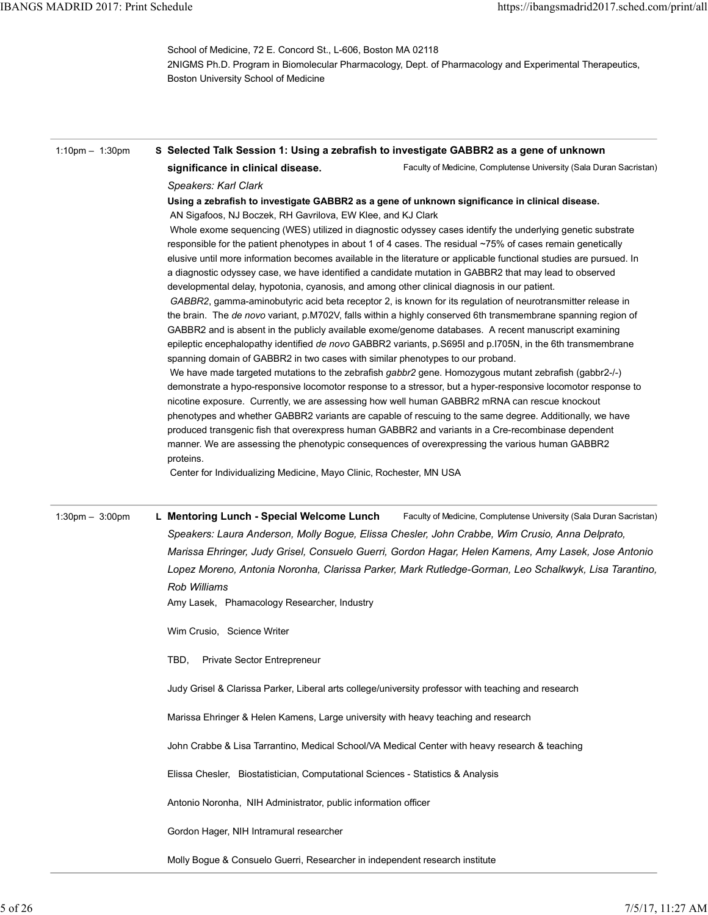School of Medicine, 72 E. Concord St., L-606, Boston MA 02118
2NIGMS Ph.D. Program in Biomolecular Pharmacology, Dept. of Pharmacology and Experimental Therapeutics, Boston University School of Medicine

---

1:10pm – 1:30pm

**S Selected Talk Session 1: Using a zebrafish to investigate GABBR2 as a gene of unknown significance in clinical disease.** Faculty of Medicine, Complutense University (Sala Duran Sacristan)

*Speakers: Karl Clark*

**Using a zebrafish to investigate GABBR2 as a gene of unknown significance in clinical disease.**

AN Sigafoos, NJ Boczek, RH Gavrilova, EW Klee, and KJ Clark

Whole exome sequencing (WES) utilized in diagnostic odyssey cases identify the underlying genetic substrate responsible for the patient phenotypes in about 1 of 4 cases. The residual ~75% of cases remain genetically elusive until more information becomes available in the literature or applicable functional studies are pursued. In a diagnostic odyssey case, we have identified a candidate mutation in GABBR2 that may lead to observed developmental delay, hypotonia, cyanosis, and among other clinical diagnosis in our patient.

*GABBR2*, gamma-aminobutyric acid beta receptor 2, is known for its regulation of neurotransmitter release in the brain. The *de novo* variant, p.M702V, falls within a highly conserved 6th transmembrane spanning region of GABBR2 and is absent in the publicly available exome/genome databases. A recent manuscript examining epileptic encephalopathy identified *de novo* GABBR2 variants, p.S695I and p.I705N, in the 6th transmembrane spanning domain of GABBR2 in two cases with similar phenotypes to our proband.

We have made targeted mutations to the zebrafish *gabbr2* gene. Homozygous mutant zebrafish (gabbr2-/-) demonstrate a hypo-responsive locomotor response to a stressor, but a hyper-responsive locomotor response to nicotine exposure. Currently, we are assessing how well human GABBR2 mRNA can rescue knockout phenotypes and whether GABBR2 variants are capable of rescuing to the same degree. Additionally, we have produced transgenic fish that overexpress human GABBR2 and variants in a Cre-recombinase dependent manner. We are assessing the phenotypic consequences of overexpressing the various human GABBR2 proteins.

Center for Individualizing Medicine, Mayo Clinic, Rochester, MN USA

---

1:30pm – 3:00pm

**L Mentoring Lunch - Special Welcome Lunch** Faculty of Medicine, Complutense University (Sala Duran Sacristan)

*Speakers: Laura Anderson, Molly Bogue, Elissa Chesler, John Crabbe, Wim Crusio, Anna Delprato, Marissa Ehringer, Judy Grisel, Consuelo Guerri, Gordon Hagar, Helen Kamens, Amy Lasek, Jose Antonio Lopez Moreno, Antonia Noronha, Clarissa Parker, Mark Rutledge-Gorman, Leo Schalkwyk, Lisa Tarantino, Rob Williams*

Amy Lasek, Phamacology Researcher, Industry

Wim Crusio, Science Writer

TBD, Private Sector Entrepreneur

Judy Grisel & Clarissa Parker, Liberal arts college/university professor with teaching and research

Marissa Ehringer & Helen Kamens, Large university with heavy teaching and research

John Crabbe & Lisa Tarrantino, Medical School/VA Medical Center with heavy research & teaching

Elissa Chesler, Biostatistician, Computational Sciences - Statistics & Analysis

Antonio Noronha, NIH Administrator, public information officer

Gordon Hager, NIH Intramural researcher

Molly Bogue & Consuelo Guerri, Researcher in independent research institute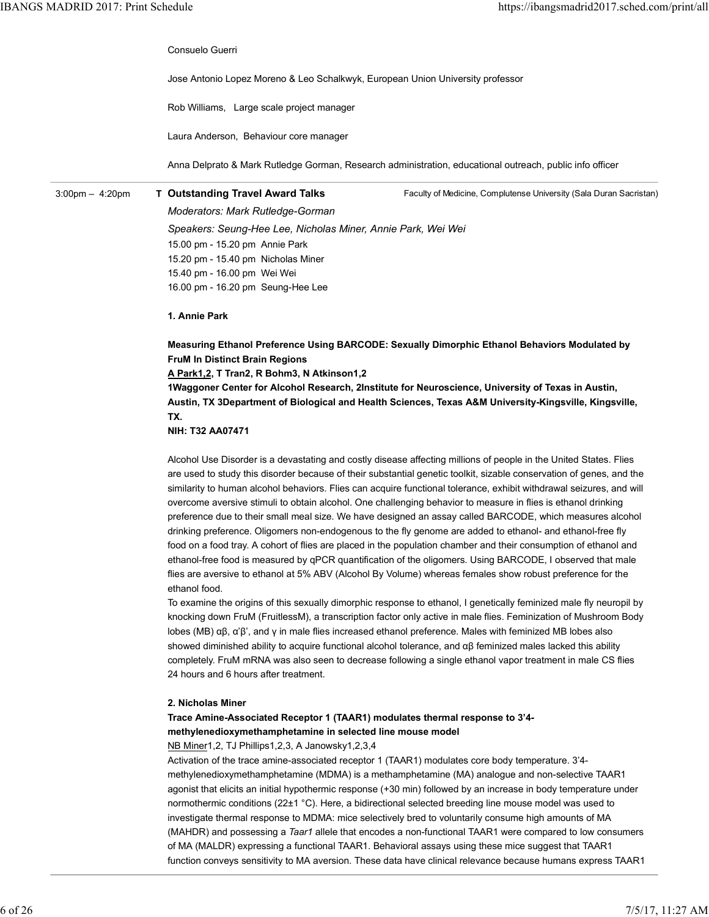Consuelo Guerri

Jose Antonio Lopez Moreno & Leo Schalkwyk, European Union University professor

Rob Williams, Large scale project manager

Laura Anderson, Behaviour core manager

Anna Delprato & Mark Rutledge Gorman, Research administration, educational outreach, public info officer

---

3:00pm – 4:20pm **T Outstanding Travel Award Talks** — Faculty of Medicine, Complutense University (Sala Duran Sacristan)

*Moderators: Mark Rutledge-Gorman*

*Speakers: Seung-Hee Lee, Nicholas Miner, Annie Park, Wei Wei*

15.00 pm - 15.20 pm Annie Park
15.20 pm - 15.40 pm Nicholas Miner
15.40 pm - 16.00 pm Wei Wei
16.00 pm - 16.20 pm Seung-Hee Lee

**1. Annie Park**

**Measuring Ethanol Preference Using BARCODE: Sexually Dimorphic Ethanol Behaviors Modulated by FruM In Distinct Brain Regions**
**A Park1,2, T Tran2, R Bohm3, N Atkinson1,2**
**1Waggoner Center for Alcohol Research, 2Institute for Neuroscience, University of Texas in Austin, Austin, TX 3Department of Biological and Health Sciences, Texas A&M University-Kingsville, Kingsville, TX.**
**NIH: T32 AA07471**

Alcohol Use Disorder is a devastating and costly disease affecting millions of people in the United States. Flies are used to study this disorder because of their substantial genetic toolkit, sizable conservation of genes, and the similarity to human alcohol behaviors. Flies can acquire functional tolerance, exhibit withdrawal seizures, and will overcome aversive stimuli to obtain alcohol. One challenging behavior to measure in flies is ethanol drinking preference due to their small meal size. We have designed an assay called BARCODE, which measures alcohol drinking preference. Oligomers non-endogenous to the fly genome are added to ethanol- and ethanol-free fly food on a food tray. A cohort of flies are placed in the population chamber and their consumption of ethanol and ethanol-free food is measured by qPCR quantification of the oligomers. Using BARCODE, I observed that male flies are aversive to ethanol at 5% ABV (Alcohol By Volume) whereas females show robust preference for the ethanol food.
To examine the origins of this sexually dimorphic response to ethanol, I genetically feminized male fly neuropil by knocking down FruM (FruitlessM), a transcription factor only active in male flies. Feminization of Mushroom Body lobes (MB) αβ, α'β', and γ in male flies increased ethanol preference. Males with feminized MB lobes also showed diminished ability to acquire functional alcohol tolerance, and αβ feminized males lacked this ability completely. FruM mRNA was also seen to decrease following a single ethanol vapor treatment in male CS flies 24 hours and 6 hours after treatment.

**2. Nicholas Miner**
**Trace Amine-Associated Receptor 1 (TAAR1) modulates thermal response to 3'4-methylenedioxymethamphetamine in selected line mouse model**
NB Miner1,2, TJ Phillips1,2,3, A Janowsky1,2,3,4
Activation of the trace amine-associated receptor 1 (TAAR1) modulates core body temperature. 3'4-methylenedioxymethamphetamine (MDMA) is a methamphetamine (MA) analogue and non-selective TAAR1 agonist that elicits an initial hypothermic response (+30 min) followed by an increase in body temperature under normothermic conditions (22±1 °C). Here, a bidirectional selected breeding line mouse model was used to investigate thermal response to MDMA: mice selectively bred to voluntarily consume high amounts of MA (MAHDR) and possessing a *Taar1* allele that encodes a non-functional TAAR1 were compared to low consumers of MA (MALDR) expressing a functional TAAR1. Behavioral assays using these mice suggest that TAAR1 function conveys sensitivity to MA aversion. These data have clinical relevance because humans express TAAR1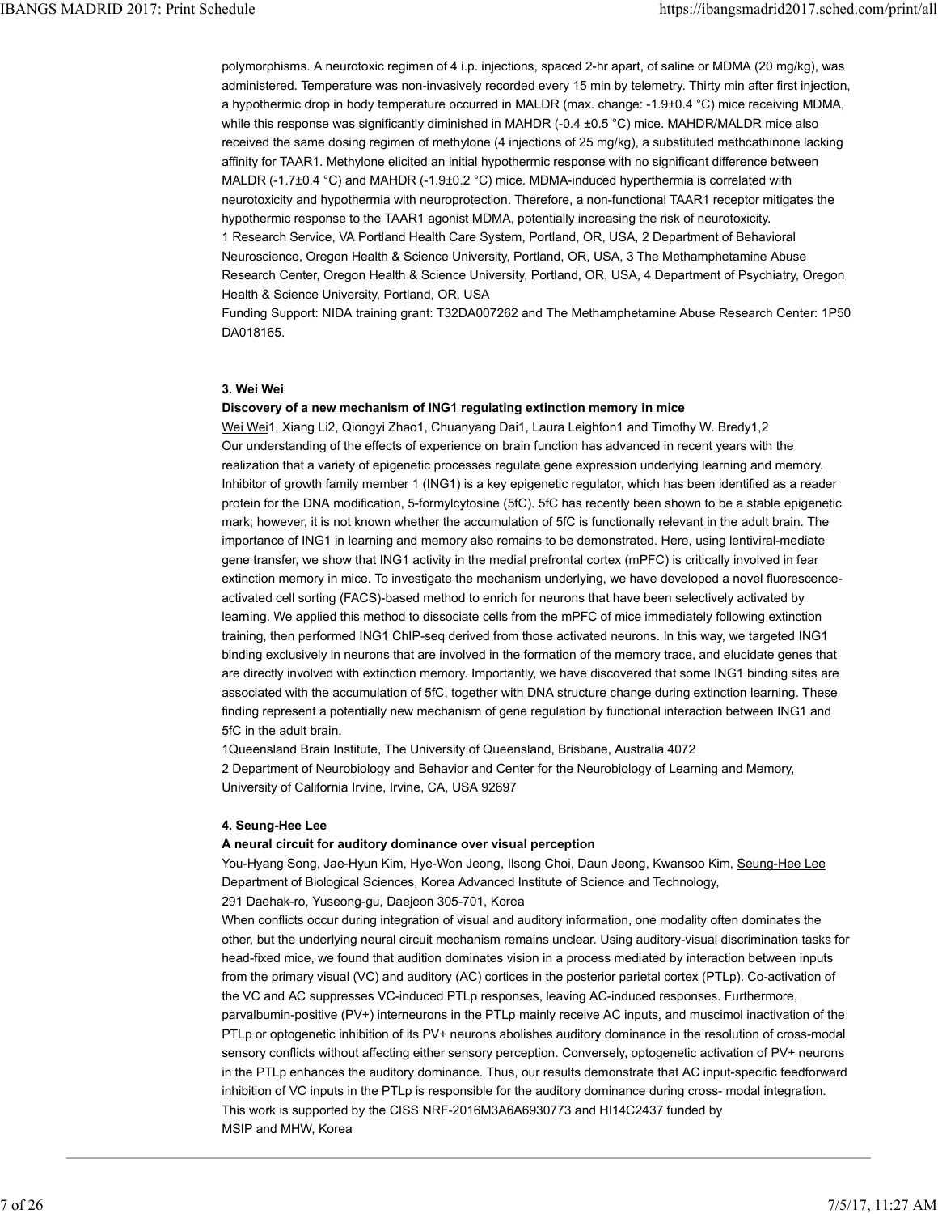polymorphisms. A neurotoxic regimen of 4 i.p. injections, spaced 2-hr apart, of saline or MDMA (20 mg/kg), was administered. Temperature was non-invasively recorded every 15 min by telemetry. Thirty min after first injection, a hypothermic drop in body temperature occurred in MALDR (max. change: -1.9±0.4 °C) mice receiving MDMA, while this response was significantly diminished in MAHDR (-0.4 ±0.5 °C) mice. MAHDR/MALDR mice also received the same dosing regimen of methylone (4 injections of 25 mg/kg), a substituted methcathinone lacking affinity for TAAR1. Methylone elicited an initial hypothermic response with no significant difference between MALDR (-1.7±0.4 °C) and MAHDR (-1.9±0.2 °C) mice. MDMA-induced hyperthermia is correlated with neurotoxicity and hypothermia with neuroprotection. Therefore, a non-functional TAAR1 receptor mitigates the hypothermic response to the TAAR1 agonist MDMA, potentially increasing the risk of neurotoxicity.

1 Research Service, VA Portland Health Care System, Portland, OR, USA, 2 Department of Behavioral Neuroscience, Oregon Health & Science University, Portland, OR, USA, 3 The Methamphetamine Abuse Research Center, Oregon Health & Science University, Portland, OR, USA, 4 Department of Psychiatry, Oregon Health & Science University, Portland, OR, USA

Funding Support: NIDA training grant: T32DA007262 and The Methamphetamine Abuse Research Center: 1P50 DA018165.

**3. Wei Wei**

**Discovery of a new mechanism of ING1 regulating extinction memory in mice**

Wei Wei[1], Xiang Li[2], Qiongyi Zhao[1], Chuanyang Dai[1], Laura Leighton[1] and Timothy W. Bredy[1,2]

Our understanding of the effects of experience on brain function has advanced in recent years with the realization that a variety of epigenetic processes regulate gene expression underlying learning and memory. Inhibitor of growth family member 1 (ING1) is a key epigenetic regulator, which has been identified as a reader protein for the DNA modification, 5-formylcytosine (5fC). 5fC has recently been shown to be a stable epigenetic mark; however, it is not known whether the accumulation of 5fC is functionally relevant in the adult brain. The importance of ING1 in learning and memory also remains to be demonstrated. Here, using lentiviral-mediate gene transfer, we show that ING1 activity in the medial prefrontal cortex (mPFC) is critically involved in fear extinction memory in mice. To investigate the mechanism underlying, we have developed a novel fluorescence-activated cell sorting (FACS)-based method to enrich for neurons that have been selectively activated by learning. We applied this method to dissociate cells from the mPFC of mice immediately following extinction training, then performed ING1 ChIP-seq derived from those activated neurons. In this way, we targeted ING1 binding exclusively in neurons that are involved in the formation of the memory trace, and elucidate genes that are directly involved with extinction memory. Importantly, we have discovered that some ING1 binding sites are associated with the accumulation of 5fC, together with DNA structure change during extinction learning. These finding represent a potentially new mechanism of gene regulation by functional interaction between ING1 and 5fC in the adult brain.

1Queensland Brain Institute, The University of Queensland, Brisbane, Australia 4072

2 Department of Neurobiology and Behavior and Center for the Neurobiology of Learning and Memory, University of California Irvine, Irvine, CA, USA 92697

**4. Seung-Hee Lee**

**A neural circuit for auditory dominance over visual perception**

You-Hyang Song, Jae-Hyun Kim, Hye-Won Jeong, Ilsong Choi, Daun Jeong, Kwansoo Kim, Seung-Hee Lee

Department of Biological Sciences, Korea Advanced Institute of Science and Technology,
291 Daehak-ro, Yuseong-gu, Daejeon 305-701, Korea

When conflicts occur during integration of visual and auditory information, one modality often dominates the other, but the underlying neural circuit mechanism remains unclear. Using auditory-visual discrimination tasks for head-fixed mice, we found that audition dominates vision in a process mediated by interaction between inputs from the primary visual (VC) and auditory (AC) cortices in the posterior parietal cortex (PTLp). Co-activation of the VC and AC suppresses VC-induced PTLp responses, leaving AC-induced responses. Furthermore, parvalbumin-positive (PV+) interneurons in the PTLp mainly receive AC inputs, and muscimol inactivation of the PTLp or optogenetic inhibition of its PV+ neurons abolishes auditory dominance in the resolution of cross-modal sensory conflicts without affecting either sensory perception. Conversely, optogenetic activation of PV+ neurons in the PTLp enhances the auditory dominance. Thus, our results demonstrate that AC input-specific feedforward inhibition of VC inputs in the PTLp is responsible for the auditory dominance during cross- modal integration.

This work is supported by the CISS NRF-2016M3A6A6930773 and HI14C2437 funded by
MSIP and MHW, Korea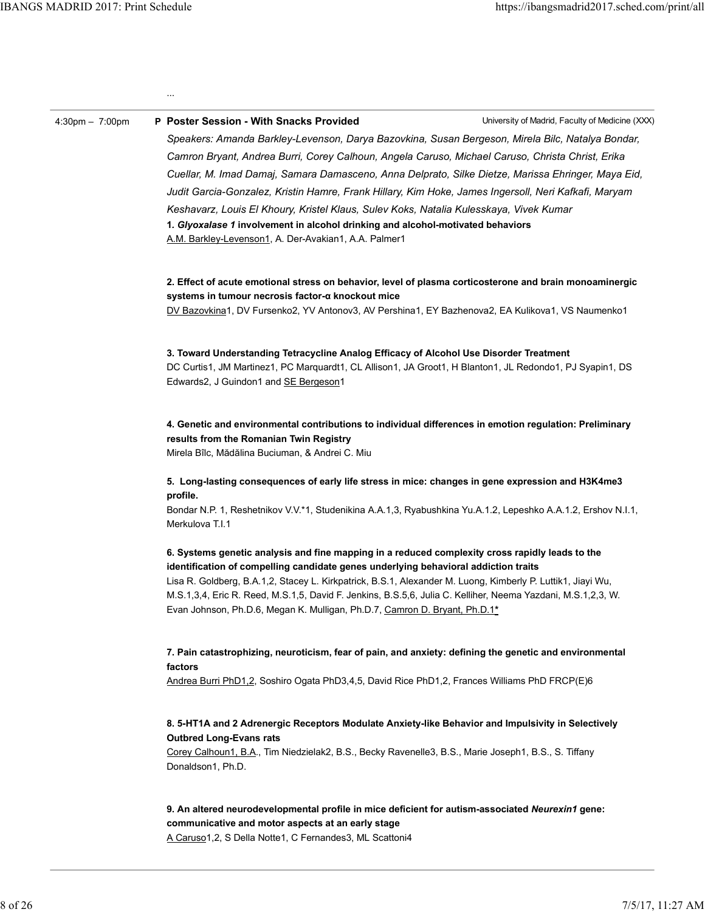...

4:30pm – 7:00pm **P Poster Session - With Snacks Provided** University of Madrid, Faculty of Medicine (XXX)

*Speakers: Amanda Barkley-Levenson, Darya Bazovkina, Susan Bergeson, Mirela Bilc, Natalya Bondar, Camron Bryant, Andrea Burri, Corey Calhoun, Angela Caruso, Michael Caruso, Christa Christ, Erika Cuellar, M. Imad Damaj, Samara Damasceno, Anna Delprato, Silke Dietze, Marissa Ehringer, Maya Eid, Judit Garcia-Gonzalez, Kristin Hamre, Frank Hillary, Kim Hoke, James Ingersoll, Neri Kafkafi, Maryam Keshavarz, Louis El Khoury, Kristel Klaus, Sulev Koks, Natalia Kulesskaya, Vivek Kumar*

**1. *Glyoxalase 1* involvement in alcohol drinking and alcohol-motivated behaviors**
A.M. Barkley-Levenson[1], A. Der-Avakian[1], A.A. Palmer[1]

**2. Effect of acute emotional stress on behavior, level of plasma corticosterone and brain monoaminergic systems in tumour necrosis factor-α knockout mice**
DV Bazovkina[1], DV Fursenko[2], YV Antonov[3], AV Pershina[1], EY Bazhenova[2], EA Kulikova[1], VS Naumenko[1]

**3. Toward Understanding Tetracycline Analog Efficacy of Alcohol Use Disorder Treatment**
DC Curtis[1], JM Martinez[1], PC Marquardt[1], CL Allison[1], JA Groot[1], H Blanton[1], JL Redondo[1], PJ Syapin[1], DS Edwards[2], J Guindon[1] and SE Bergeson[1]

**4. Genetic and environmental contributions to individual differences in emotion regulation: Preliminary results from the Romanian Twin Registry**
Mirela Bîlc, Mădălina Buciuman, & Andrei C. Miu

**5. Long-lasting consequences of early life stress in mice: changes in gene expression and H3K4me3 profile.**
Bondar N.P. [1], Reshetnikov V.V.*[1], Studenikina A.A.[1,3], Ryabushkina Yu.A.[1,2], Lepeshko A.A.[1,2], Ershov N.I.[1], Merkulova T.I.[1]

**6. Systems genetic analysis and fine mapping in a reduced complexity cross rapidly leads to the identification of compelling candidate genes underlying behavioral addiction traits**
Lisa R. Goldberg, B.A.[1,2], Stacey L. Kirkpatrick, B.S.[1], Alexander M. Luong, Kimberly P. Luttik[1], Jiayi Wu, M.S.[1,3,4], Eric R. Reed, M.S.[1,5], David F. Jenkins, B.S.[5,6], Julia C. Kelliher, Neema Yazdani, M.S.[1,2,3], W. Evan Johnson, Ph.D.[6], Megan K. Mulligan, Ph.D.[7], Camron D. Bryant, Ph.D.[1]*

**7. Pain catastrophizing, neuroticism, fear of pain, and anxiety: defining the genetic and environmental factors**
Andrea Burri PhD[1,2], Soshiro Ogata PhD[3,4,5], David Rice PhD[1,2], Frances Williams PhD FRCP(E)[6]

**8. 5-HT1A and 2 Adrenergic Receptors Modulate Anxiety-like Behavior and Impulsivity in Selectively Outbred Long-Evans rats**
Corey Calhoun[1], B.A., Tim Niedzielak[2], B.S., Becky Ravenelle[3], B.S., Marie Joseph[1], B.S., S. Tiffany Donaldson[1], Ph.D.

**9. An altered neurodevelopmental profile in mice deficient for autism-associated *Neurexin1* gene: communicative and motor aspects at an early stage**
A Caruso[1,2], S Della Notte[1], C Fernandes[3], ML Scattoni[4]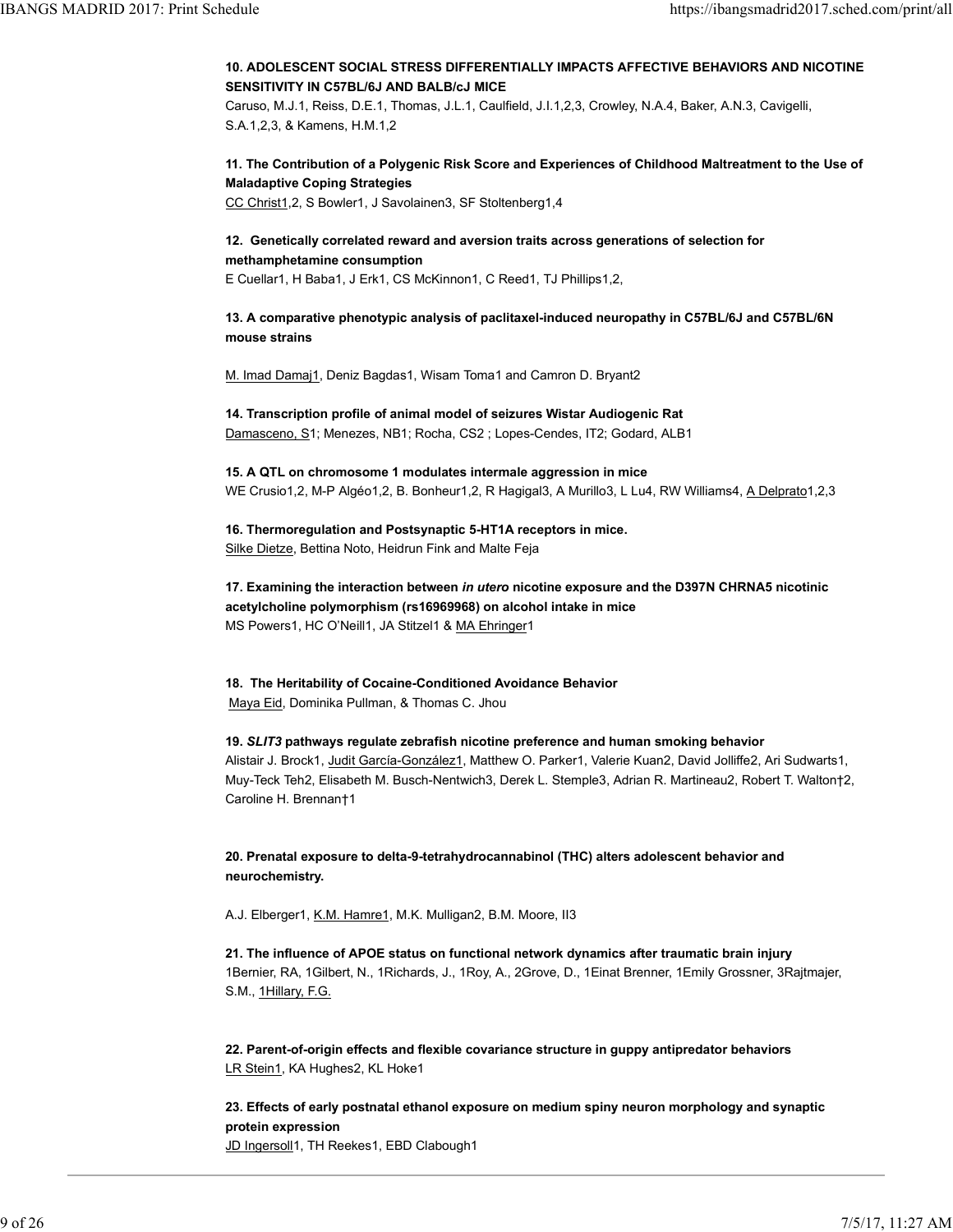**10. ADOLESCENT SOCIAL STRESS DIFFERENTIALLY IMPACTS AFFECTIVE BEHAVIORS AND NICOTINE SENSITIVITY IN C57BL/6J AND BALB/cJ MICE**

Caruso, M.J.[1], Reiss, D.E.[1], Thomas, J.L.[1], Caulfield, J.I.[1,2,3], Crowley, N.A.[4], Baker, A.N.[3], Cavigelli, S.A.[1,2,3], & Kamens, H.M.[1,2]

**11. The Contribution of a Polygenic Risk Score and Experiences of Childhood Maltreatment to the Use of Maladaptive Coping Strategies**

CC Christ[1,2], S Bowler[1], J Savolainen[3], SF Stoltenberg[1,4]

**12. Genetically correlated reward and aversion traits across generations of selection for methamphetamine consumption**

E Cuellar[1], H Baba[1], J Erk[1], CS McKinnon[1], C Reed[1], TJ Phillips[1,2],

**13. A comparative phenotypic analysis of paclitaxel-induced neuropathy in C57BL/6J and C57BL/6N mouse strains**

M. Imad Damaj[1], Deniz Bagdas[1], Wisam Toma[1] and Camron D. Bryant[2]

**14. Transcription profile of animal model of seizures Wistar Audiogenic Rat**

Damasceno, S[1]; Menezes, NB[1]; Rocha, CS[2] ; Lopes-Cendes, IT[2]; Godard, ALB[1]

**15. A QTL on chromosome 1 modulates intermale aggression in mice**

WE Crusio[1,2], M-P Algéo[1,2], B. Bonheur[1,2], R Hagigal[3], A Murillo[3], L Lu[4], RW Williams[4], A Delprato[1,2,3]

**16. Thermoregulation and Postsynaptic 5-HT1A receptors in mice.**

Silke Dietze, Bettina Noto, Heidrun Fink and Malte Feja

**17. Examining the interaction between *in utero* nicotine exposure and the D397N CHRNA5 nicotinic acetylcholine polymorphism (rs16969968) on alcohol intake in mice**

MS Powers[1], HC O'Neill[1], JA Stitzel[1] & MA Ehringer[1]

**18. The Heritability of Cocaine-Conditioned Avoidance Behavior**

Maya Eid, Dominika Pullman, & Thomas C. Jhou

**19. *SLIT3* pathways regulate zebrafish nicotine preference and human smoking behavior**

Alistair J. Brock[1], Judit García-González[1], Matthew O. Parker[1], Valerie Kuan[2], David Jolliffe[2], Ari Sudwarts[1], Muy-Teck Teh[2], Elisabeth M. Busch-Nentwich[3], Derek L. Stemple[3], Adrian R. Martineau[2], Robert T. Walton†[2], Caroline H. Brennan†[1]

**20. Prenatal exposure to delta-9-tetrahydrocannabinol (THC) alters adolescent behavior and neurochemistry.**

A.J. Elberger[1], K.M. Hamre[1], M.K. Mulligan[2], B.M. Moore, II[3]

**21. The influence of APOE status on functional network dynamics after traumatic brain injury**

[1]Bernier, RA, [1]Gilbert, N., [1]Richards, J., [1]Roy, A., [2]Grove, D., [1]Einat Brenner, [1]Emily Grossner, [3]Rajtmajer, S.M., [1]Hillary, F.G.

**22. Parent-of-origin effects and flexible covariance structure in guppy antipredator behaviors**

LR Stein[1], KA Hughes[2], KL Hoke[1]

**23. Effects of early postnatal ethanol exposure on medium spiny neuron morphology and synaptic protein expression**

JD Ingersoll[1], TH Reekes[1], EBD Clabough[1]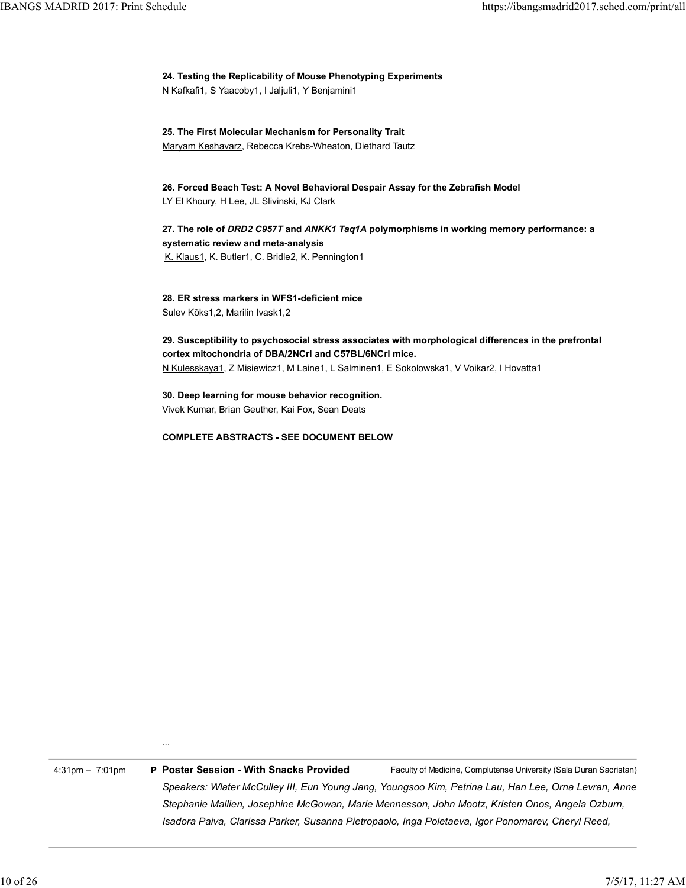**24. Testing the Replicability of Mouse Phenotyping Experiments**
N Kafkafi1, S Yaacoby1, I Jaljuli1, Y Benjamini1

**25. The First Molecular Mechanism for Personality Trait**
Maryam Keshavarz, Rebecca Krebs-Wheaton, Diethard Tautz

**26. Forced Beach Test: A Novel Behavioral Despair Assay for the Zebrafish Model**
LY El Khoury, H Lee, JL Slivinski, KJ Clark

**27. The role of *DRD2 C957T* and *ANKK1 Taq1A* polymorphisms in working memory performance: a systematic review and meta-analysis**
K. Klaus1, K. Butler1, C. Bridle2, K. Pennington1

**28. ER stress markers in WFS1-deficient mice**
Sulev Kõks1,2, Marilin Ivask1,2

**29. Susceptibility to psychosocial stress associates with morphological differences in the prefrontal cortex mitochondria of DBA/2NCrl and C57BL/6NCrl mice.**
N Kulesskaya1, Z Misiewicz1, M Laine1, L Salminen1, E Sokolowska1, V Voikar2, I Hovatta1

**30. Deep learning for mouse behavior recognition.**
Vivek Kumar, Brian Geuther, Kai Fox, Sean Deats

**COMPLETE ABSTRACTS - SEE DOCUMENT BELOW**

...

4:31pm – 7:01pm **P Poster Session - With Snacks Provided** Faculty of Medicine, Complutense University (Sala Duran Sacristan)

*Speakers: Wlater McCulley III, Eun Young Jang, Youngsoo Kim, Petrina Lau, Han Lee, Orna Levran, Anne Stephanie Mallien, Josephine McGowan, Marie Mennesson, John Mootz, Kristen Onos, Angela Ozburn, Isadora Paiva, Clarissa Parker, Susanna Pietropaolo, Inga Poletaeva, Igor Ponomarev, Cheryl Reed,*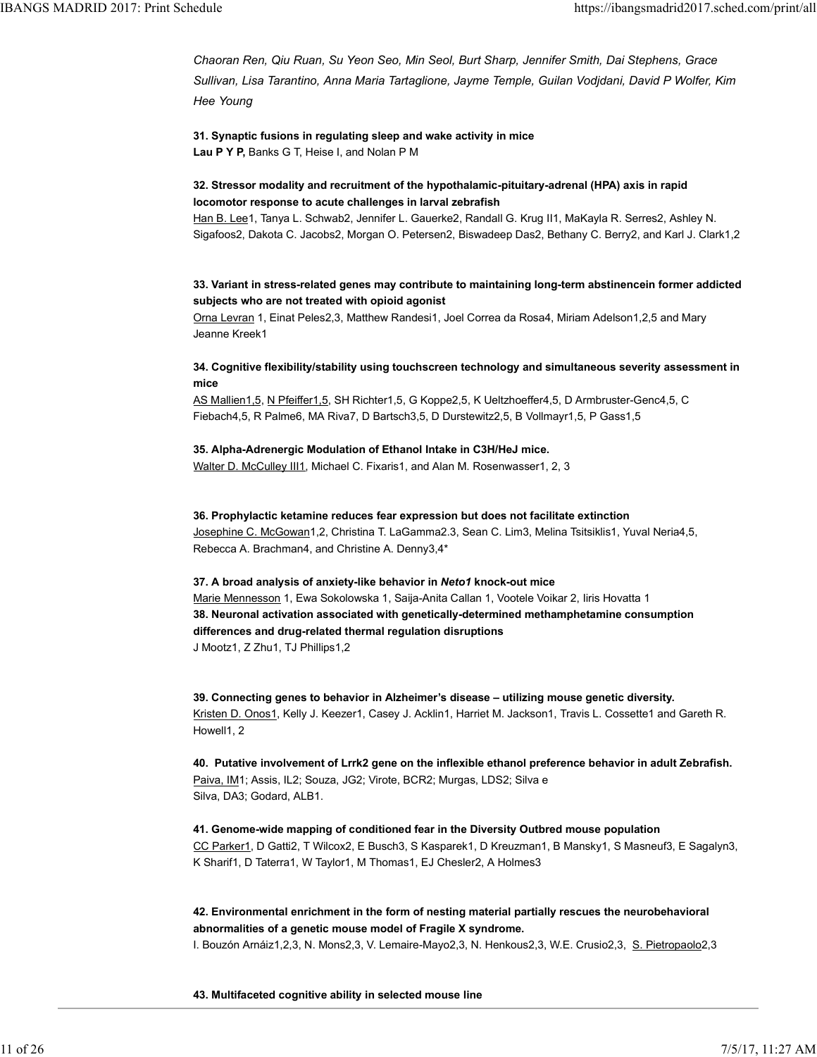*Chaoran Ren, Qiu Ruan, Su Yeon Seo, Min Seol, Burt Sharp, Jennifer Smith, Dai Stephens, Grace Sullivan, Lisa Tarantino, Anna Maria Tartaglione, Jayme Temple, Guilan Vodjdani, David P Wolfer, Kim Hee Young*

**31. Synaptic fusions in regulating sleep and wake activity in mice**
**Lau P Y P,** Banks G T, Heise I, and Nolan P M

**32. Stressor modality and recruitment of the hypothalamic-pituitary-adrenal (HPA) axis in rapid locomotor response to acute challenges in larval zebrafish**
Han B. Lee[1], Tanya L. Schwab[2], Jennifer L. Gauerke[2], Randall G. Krug II[1], MaKayla R. Serres[2], Ashley N. Sigafoos[2], Dakota C. Jacobs[2], Morgan O. Petersen[2], Biswadeep Das[2], Bethany C. Berry[2], and Karl J. Clark[1,2]

**33. Variant in stress-related genes may contribute to maintaining long-term abstinencein former addicted subjects who are not treated with opioid agonist**
Orna Levran [1], Einat Peles[2,3], Matthew Randesi[1], Joel Correa da Rosa[4], Miriam Adelson[1,2,5] and Mary Jeanne Kreek[1]

**34. Cognitive flexibility/stability using touchscreen technology and simultaneous severity assessment in mice**
AS Mallien[1,5], N Pfeiffer[1,5], SH Richter[1,5], G Koppe[2,5], K Ueltzhoeffer[4,5], D Armbruster-Genc[4,5], C Fiebach[4,5], R Palme[6], MA Riva[7], D Bartsch[3,5], D Durstewitz[2,5], B Vollmayr[1,5], P Gass[1,5]

**35. Alpha-Adrenergic Modulation of Ethanol Intake in C3H/HeJ mice.**
Walter D. McCulley III[1], Michael C. Fixaris[1], and Alan M. Rosenwasser[1, 2, 3]

**36. Prophylactic ketamine reduces fear expression but does not facilitate extinction**
Josephine C. McGowan[1,2], Christina T. LaGamma[2.3], Sean C. Lim[3], Melina Tsitsiklis[1], Yuval Neria[4,5], Rebecca A. Brachman[4], and Christine A. Denny[3,4]*

**37. A broad analysis of anxiety-like behavior in *Neto1* knock-out mice**
Marie Mennesson [1], Ewa Sokolowska [1], Saija-Anita Callan [1], Vootele Voikar [2], Iiris Hovatta [1]

**38. Neuronal activation associated with genetically-determined methamphetamine consumption differences and drug-related thermal regulation disruptions**
J Mootz[1], Z Zhu[1], TJ Phillips[1,2]

**39. Connecting genes to behavior in Alzheimer's disease – utilizing mouse genetic diversity.**
Kristen D. Onos[1], Kelly J. Keezer[1], Casey J. Acklin[1], Harriet M. Jackson[1], Travis L. Cossette[1] and Gareth R. Howell[1, 2]

**40. Putative involvement of Lrrk2 gene on the inflexible ethanol preference behavior in adult Zebrafish.**
Paiva, IM[1]; Assis, IL[2]; Souza, JG[2]; Virote, BCR[2]; Murgas, LDS[2]; Silva e Silva, DA[3]; Godard, ALB[1].

**41. Genome-wide mapping of conditioned fear in the Diversity Outbred mouse population**
CC Parker[1], D Gatti[2], T Wilcox[2], E Busch[3], S Kasparek[1], D Kreuzman[1], B Mansky[1], S Masneuf[3], E Sagalyn[3], K Sharif[1], D Taterra[1], W Taylor[1], M Thomas[1], EJ Chesler[2], A Holmes[3]

**42. Environmental enrichment in the form of nesting material partially rescues the neurobehavioral abnormalities of a genetic mouse model of Fragile X syndrome.**
I. Bouzón Arnáiz[1,2,3], N. Mons[2,3], V. Lemaire-Mayo[2,3], N. Henkous[2,3], W.E. Crusio[2,3], S. Pietropaolo[2,3]

**43. Multifaceted cognitive ability in selected mouse line**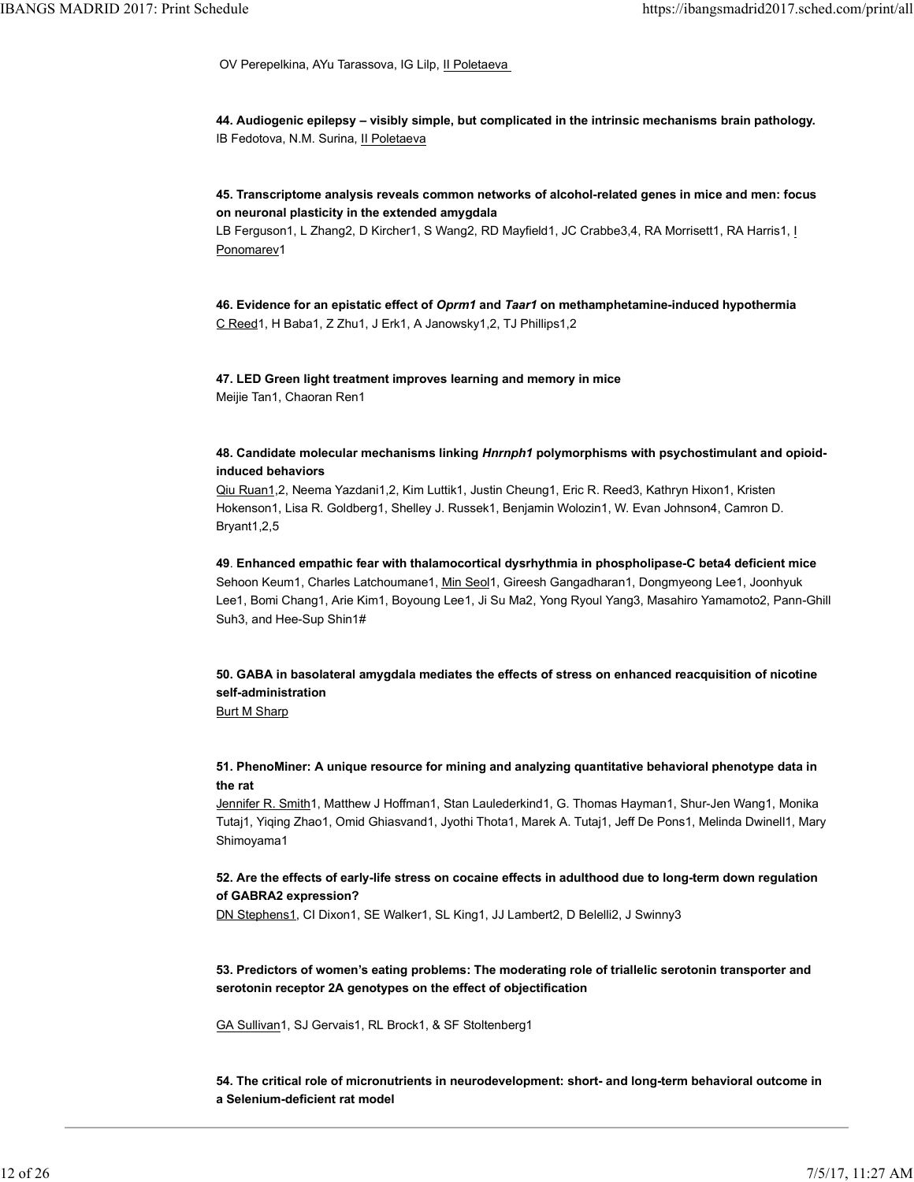OV Perepelkina, AYu Tarassova, IG Lilp, II Poletaeva

**44. Audiogenic epilepsy – visibly simple, but complicated in the intrinsic mechanisms brain pathology.**
IB Fedotova, N.M. Surina, II Poletaeva

**45. Transcriptome analysis reveals common networks of alcohol-related genes in mice and men: focus on neuronal plasticity in the extended amygdala**
LB Ferguson1, L Zhang2, D Kircher1, S Wang2, RD Mayfield1, JC Crabbe3,4, RA Morrisett1, RA Harris1, I Ponomarev1

**46. Evidence for an epistatic effect of *Oprm1* and *Taar1* on methamphetamine-induced hypothermia**
C Reed1, H Baba1, Z Zhu1, J Erk1, A Janowsky1,2, TJ Phillips1,2

**47. LED Green light treatment improves learning and memory in mice**
Meijie Tan1, Chaoran Ren1

**48. Candidate molecular mechanisms linking *Hnrnph1* polymorphisms with psychostimulant and opioid-induced behaviors**
Qiu Ruan1,2, Neema Yazdani1,2, Kim Luttik1, Justin Cheung1, Eric R. Reed3, Kathryn Hixon1, Kristen Hokenson1, Lisa R. Goldberg1, Shelley J. Russek1, Benjamin Wolozin1, W. Evan Johnson4, Camron D. Bryant1,2,5

**49**. **Enhanced empathic fear with thalamocortical dysrhythmia in phospholipase-C beta4 deficient mice**
Sehoon Keum1, Charles Latchoumane1, Min Seol1, Gireesh Gangadharan1, Dongmyeong Lee1, Joonhyuk Lee1, Bomi Chang1, Arie Kim1, Boyoung Lee1, Ji Su Ma2, Yong Ryoul Yang3, Masahiro Yamamoto2, Pann-Ghill Suh3, and Hee-Sup Shin1#

**50. GABA in basolateral amygdala mediates the effects of stress on enhanced reacquisition of nicotine self-administration**
Burt M Sharp

**51. PhenoMiner: A unique resource for mining and analyzing quantitative behavioral phenotype data in the rat**
Jennifer R. Smith1, Matthew J Hoffman1, Stan Laulederkind1, G. Thomas Hayman1, Shur-Jen Wang1, Monika Tutaj1, Yiqing Zhao1, Omid Ghiasvand1, Jyothi Thota1, Marek A. Tutaj1, Jeff De Pons1, Melinda Dwinell1, Mary Shimoyama1

**52. Are the effects of early-life stress on cocaine effects in adulthood due to long-term down regulation of GABRA2 expression?**
DN Stephens1, CI Dixon1, SE Walker1, SL King1, JJ Lambert2, D Belelli2, J Swinny3

**53. Predictors of women's eating problems: The moderating role of triallelic serotonin transporter and serotonin receptor 2A genotypes on the effect of objectification**

GA Sullivan1, SJ Gervais1, RL Brock1, & SF Stoltenberg1

**54. The critical role of micronutrients in neurodevelopment: short- and long-term behavioral outcome in a Selenium-deficient rat model**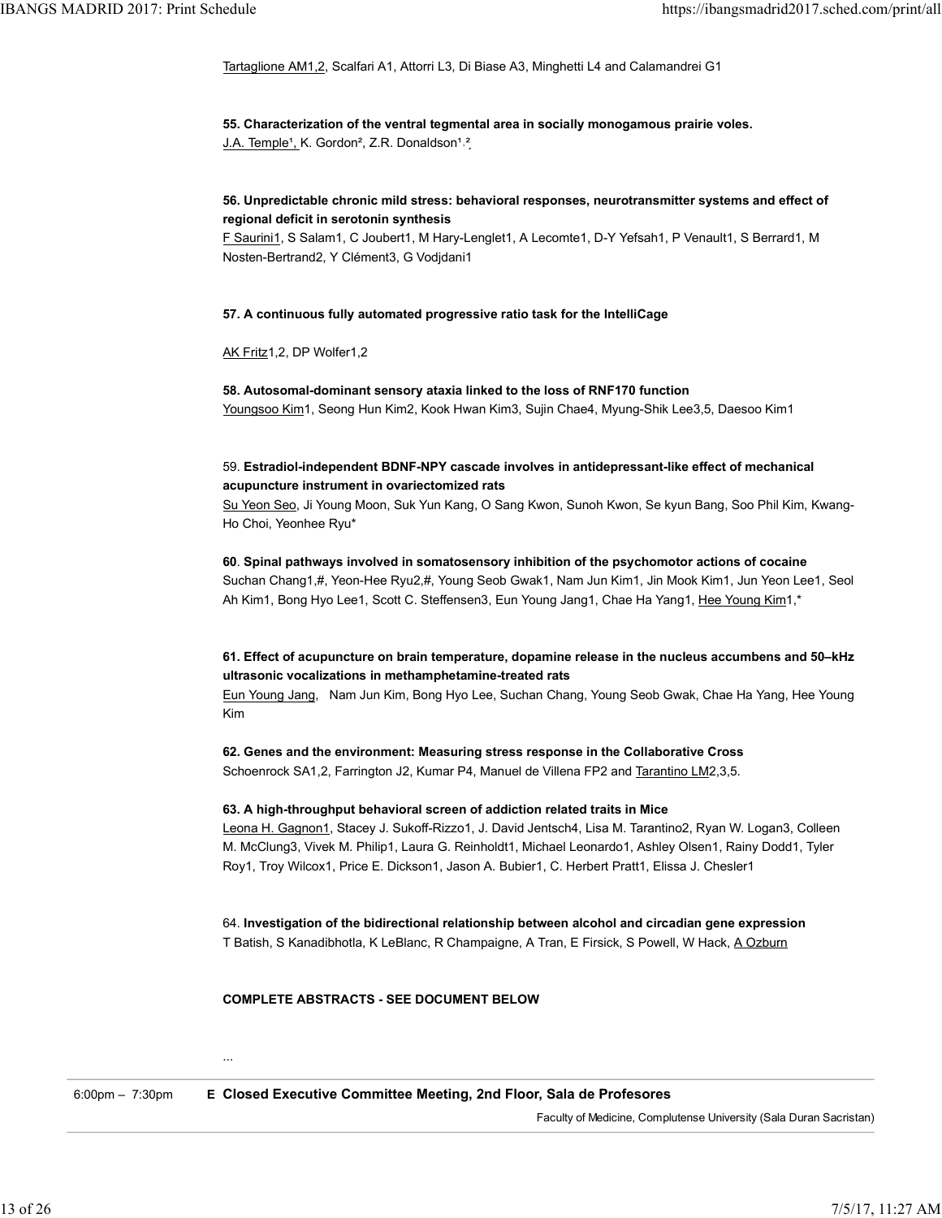Tartaglione AM1,2, Scalfari A1, Attorri L3, Di Biase A3, Minghetti L4 and Calamandrei G1

**55. Characterization of the ventral tegmental area in socially monogamous prairie voles.**
J.A. Temple[1], K. Gordon[2], Z.R. Donaldson[1,2]

**56. Unpredictable chronic mild stress: behavioral responses, neurotransmitter systems and effect of regional deficit in serotonin synthesis**
F Saurini1, S Salam1, C Joubert1, M Hary-Lenglet1, A Lecomte1, D-Y Yefsah1, P Venault1, S Berrard1, M Nosten-Bertrand2, Y Clément3, G Vodjdani1

**57. A continuous fully automated progressive ratio task for the IntelliCage**

AK Fritz1,2, DP Wolfer1,2

**58. Autosomal-dominant sensory ataxia linked to the loss of RNF170 function**
Youngsoo Kim1, Seong Hun Kim2, Kook Hwan Kim3, Sujin Chae4, Myung-Shik Lee3,5, Daesoo Kim1

59. **Estradiol-independent BDNF-NPY cascade involves in antidepressant-like effect of mechanical acupuncture instrument in ovariectomized rats**
Su Yeon Seo, Ji Young Moon, Suk Yun Kang, O Sang Kwon, Sunoh Kwon, Se kyun Bang, Soo Phil Kim, Kwang-Ho Choi, Yeonhee Ryu*

**60**. **Spinal pathways involved in somatosensory inhibition of the psychomotor actions of cocaine**
Suchan Chang1,#, Yeon-Hee Ryu2,#, Young Seob Gwak1, Nam Jun Kim1, Jin Mook Kim1, Jun Yeon Lee1, Seol Ah Kim1, Bong Hyo Lee1, Scott C. Steffensen3, Eun Young Jang1, Chae Ha Yang1, Hee Young Kim1,*

**61. Effect of acupuncture on brain temperature, dopamine release in the nucleus accumbens and 50–kHz ultrasonic vocalizations in methamphetamine-treated rats**
Eun Young Jang, Nam Jun Kim, Bong Hyo Lee, Suchan Chang, Young Seob Gwak, Chae Ha Yang, Hee Young Kim

**62. Genes and the environment: Measuring stress response in the Collaborative Cross**
Schoenrock SA1,2, Farrington J2, Kumar P4, Manuel de Villena FP2 and Tarantino LM2,3,5.

**63. A high-throughput behavioral screen of addiction related traits in Mice**
Leona H. Gagnon1, Stacey J. Sukoff-Rizzo1, J. David Jentsch4, Lisa M. Tarantino2, Ryan W. Logan3, Colleen M. McClung3, Vivek M. Philip1, Laura G. Reinholdt1, Michael Leonardo1, Ashley Olsen1, Rainy Dodd1, Tyler Roy1, Troy Wilcox1, Price E. Dickson1, Jason A. Bubier1, C. Herbert Pratt1, Elissa J. Chesler1

64. **Investigation of the bidirectional relationship between alcohol and circadian gene expression**
T Batish, S Kanadibhotla, K LeBlanc, R Champaigne, A Tran, E Firsick, S Powell, W Hack, A Ozburn

**COMPLETE ABSTRACTS - SEE DOCUMENT BELOW**

...

6:00pm – 7:30pm **E Closed Executive Committee Meeting, 2nd Floor, Sala de Profesores**

Faculty of Medicine, Complutense University (Sala Duran Sacristan)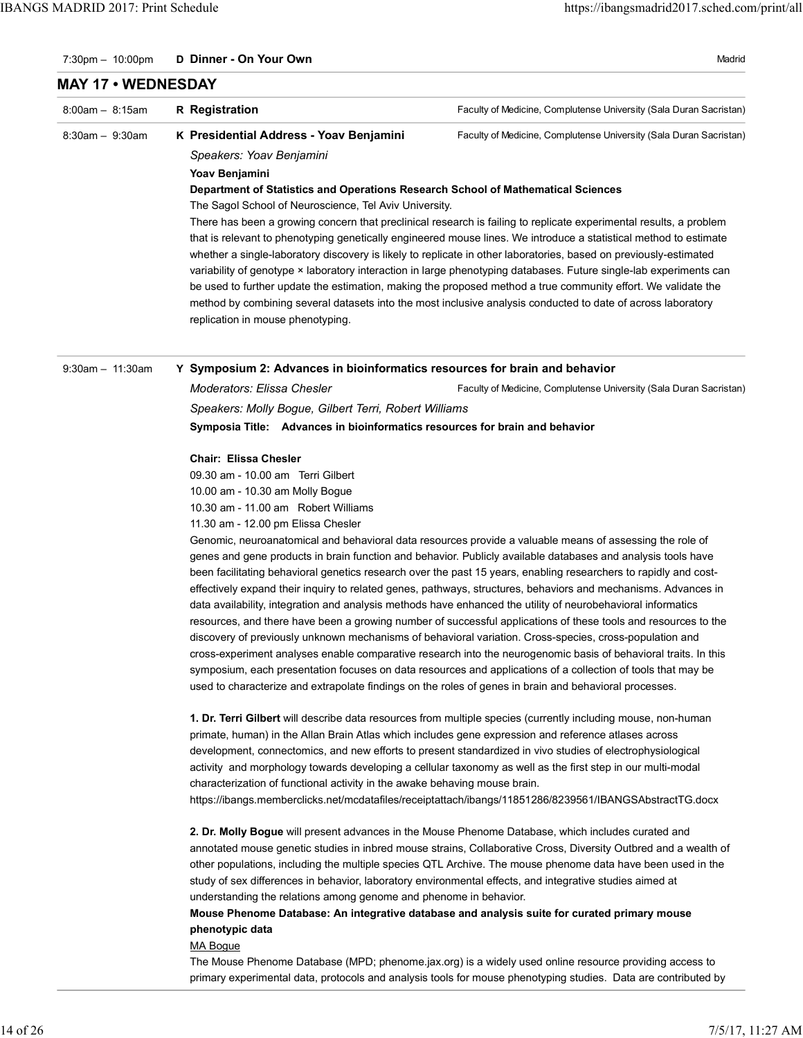7:30pm – 10:00pm **D Dinner - On Your Own** Madrid

## MAY 17 • WEDNESDAY

8:00am – 8:15am **R Registration** Faculty of Medicine, Complutense University (Sala Duran Sacristan)

8:30am – 9:30am **K Presidential Address - Yoav Benjamini** Faculty of Medicine, Complutense University (Sala Duran Sacristan)

*Speakers: Yoav Benjamini*

**Yoav Benjamini**

**Department of Statistics and Operations Research School of Mathematical Sciences**

The Sagol School of Neuroscience, Tel Aviv University.

There has been a growing concern that preclinical research is failing to replicate experimental results, a problem that is relevant to phenotyping genetically engineered mouse lines. We introduce a statistical method to estimate whether a single-laboratory discovery is likely to replicate in other laboratories, based on previously-estimated variability of genotype × laboratory interaction in large phenotyping databases. Future single-lab experiments can be used to further update the estimation, making the proposed method a true community effort. We validate the method by combining several datasets into the most inclusive analysis conducted to date of across laboratory replication in mouse phenotyping.

9:30am – 11:30am **Y Symposium 2: Advances in bioinformatics resources for brain and behavior**

*Moderators: Elissa Chesler* Faculty of Medicine, Complutense University (Sala Duran Sacristan)

*Speakers: Molly Bogue, Gilbert Terri, Robert Williams*

**Symposia Title: Advances in bioinformatics resources for brain and behavior**

**Chair: Elissa Chesler**

09.30 am - 10.00 am Terri Gilbert
10.00 am - 10.30 am Molly Bogue
10.30 am - 11.00 am Robert Williams
11.30 am - 12.00 pm Elissa Chesler

Genomic, neuroanatomical and behavioral data resources provide a valuable means of assessing the role of genes and gene products in brain function and behavior. Publicly available databases and analysis tools have been facilitating behavioral genetics research over the past 15 years, enabling researchers to rapidly and cost-effectively expand their inquiry to related genes, pathways, structures, behaviors and mechanisms. Advances in data availability, integration and analysis methods have enhanced the utility of neurobehavioral informatics resources, and there have been a growing number of successful applications of these tools and resources to the discovery of previously unknown mechanisms of behavioral variation. Cross-species, cross-population and cross-experiment analyses enable comparative research into the neurogenomic basis of behavioral traits. In this symposium, each presentation focuses on data resources and applications of a collection of tools that may be used to characterize and extrapolate findings on the roles of genes in brain and behavioral processes.

**1. Dr. Terri Gilbert** will describe data resources from multiple species (currently including mouse, non-human primate, human) in the Allan Brain Atlas which includes gene expression and reference atlases across development, connectomics, and new efforts to present standardized in vivo studies of electrophysiological activity and morphology towards developing a cellular taxonomy as well as the first step in our multi-modal characterization of functional activity in the awake behaving mouse brain.
https://ibangs.memberclicks.net/mcdatafiles/receiptattach/ibangs/11851286/8239561/IBANGSAbstractTG.docx

**2. Dr. Molly Bogue** will present advances in the Mouse Phenome Database, which includes curated and annotated mouse genetic studies in inbred mouse strains, Collaborative Cross, Diversity Outbred and a wealth of other populations, including the multiple species QTL Archive. The mouse phenome data have been used in the study of sex differences in behavior, laboratory environmental effects, and integrative studies aimed at understanding the relations among genome and phenome in behavior.

**Mouse Phenome Database: An integrative database and analysis suite for curated primary mouse phenotypic data**

MA Bogue

The Mouse Phenome Database (MPD; phenome.jax.org) is a widely used online resource providing access to primary experimental data, protocols and analysis tools for mouse phenotyping studies. Data are contributed by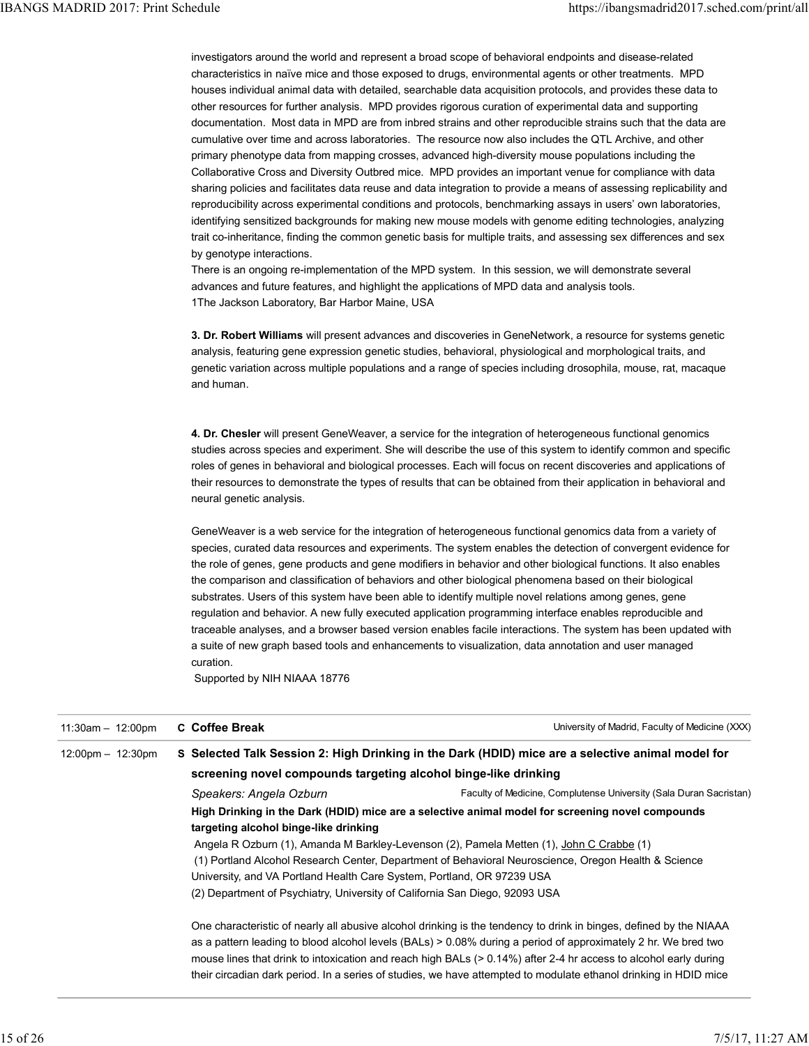investigators around the world and represent a broad scope of behavioral endpoints and disease-related characteristics in naïve mice and those exposed to drugs, environmental agents or other treatments. MPD houses individual animal data with detailed, searchable data acquisition protocols, and provides these data to other resources for further analysis. MPD provides rigorous curation of experimental data and supporting documentation. Most data in MPD are from inbred strains and other reproducible strains such that the data are cumulative over time and across laboratories. The resource now also includes the QTL Archive, and other primary phenotype data from mapping crosses, advanced high-diversity mouse populations including the Collaborative Cross and Diversity Outbred mice. MPD provides an important venue for compliance with data sharing policies and facilitates data reuse and data integration to provide a means of assessing replicability and reproducibility across experimental conditions and protocols, benchmarking assays in users' own laboratories, identifying sensitized backgrounds for making new mouse models with genome editing technologies, analyzing trait co-inheritance, finding the common genetic basis for multiple traits, and assessing sex differences and sex by genotype interactions.
There is an ongoing re-implementation of the MPD system. In this session, we will demonstrate several advances and future features, and highlight the applications of MPD data and analysis tools.
1The Jackson Laboratory, Bar Harbor Maine, USA

**3. Dr. Robert Williams** will present advances and discoveries in GeneNetwork, a resource for systems genetic analysis, featuring gene expression genetic studies, behavioral, physiological and morphological traits, and genetic variation across multiple populations and a range of species including drosophila, mouse, rat, macaque and human.

**4. Dr. Chesler** will present GeneWeaver, a service for the integration of heterogeneous functional genomics studies across species and experiment. She will describe the use of this system to identify common and specific roles of genes in behavioral and biological processes. Each will focus on recent discoveries and applications of their resources to demonstrate the types of results that can be obtained from their application in behavioral and neural genetic analysis.

GeneWeaver is a web service for the integration of heterogeneous functional genomics data from a variety of species, curated data resources and experiments. The system enables the detection of convergent evidence for the role of genes, gene products and gene modifiers in behavior and other biological functions. It also enables the comparison and classification of behaviors and other biological phenomena based on their biological substrates. Users of this system have been able to identify multiple novel relations among genes, gene regulation and behavior. A new fully executed application programming interface enables reproducible and traceable analyses, and a browser based version enables facile interactions. The system has been updated with a suite of new graph based tools and enhancements to visualization, data annotation and user managed curation.
Supported by NIH NIAAA 18776

---

11:30am – 12:00pm **C Coffee Break** — University of Madrid, Faculty of Medicine (XXX)

---

12:00pm – 12:30pm **S Selected Talk Session 2: High Drinking in the Dark (HDID) mice are a selective animal model for screening novel compounds targeting alcohol binge-like drinking**

*Speakers: Angela Ozburn* — Faculty of Medicine, Complutense University (Sala Duran Sacristan)

**High Drinking in the Dark (HDID) mice are a selective animal model for screening novel compounds targeting alcohol binge-like drinking**

Angela R Ozburn (1), Amanda M Barkley-Levenson (2), Pamela Metten (1), John C Crabbe (1)
(1) Portland Alcohol Research Center, Department of Behavioral Neuroscience, Oregon Health & Science University, and VA Portland Health Care System, Portland, OR 97239 USA
(2) Department of Psychiatry, University of California San Diego, 92093 USA

One characteristic of nearly all abusive alcohol drinking is the tendency to drink in binges, defined by the NIAAA as a pattern leading to blood alcohol levels (BALs) > 0.08% during a period of approximately 2 hr. We bred two mouse lines that drink to intoxication and reach high BALs (> 0.14%) after 2-4 hr access to alcohol early during their circadian dark period. In a series of studies, we have attempted to modulate ethanol drinking in HDID mice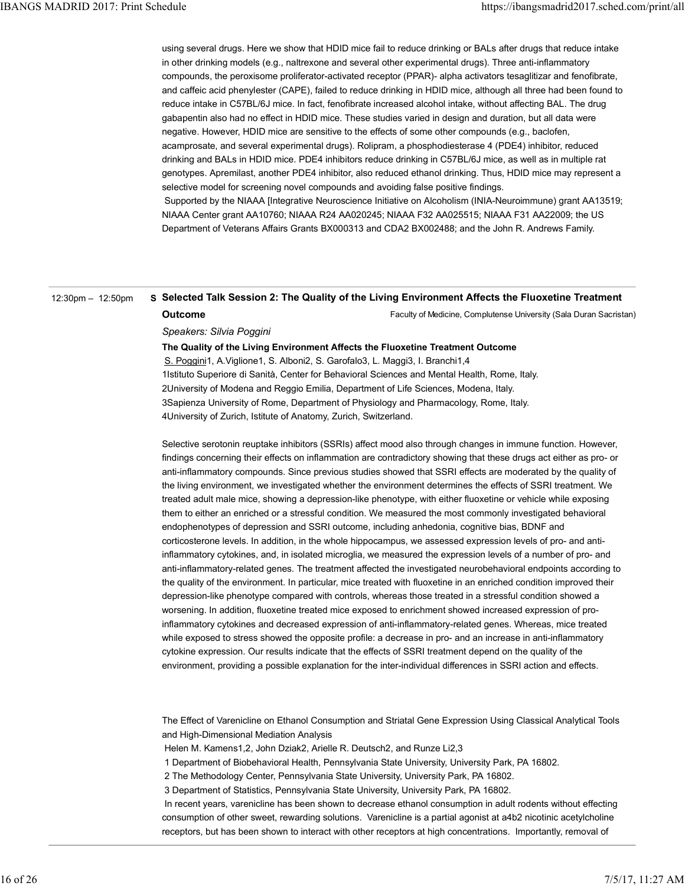using several drugs. Here we show that HDID mice fail to reduce drinking or BALs after drugs that reduce intake in other drinking models (e.g., naltrexone and several other experimental drugs). Three anti-inflammatory compounds, the peroxisome proliferator-activated receptor (PPAR)- alpha activators tesaglitizar and fenofibrate, and caffeic acid phenylester (CAPE), failed to reduce drinking in HDID mice, although all three had been found to reduce intake in C57BL/6J mice. In fact, fenofibrate increased alcohol intake, without affecting BAL. The drug gabapentin also had no effect in HDID mice. These studies varied in design and duration, but all data were negative. However, HDID mice are sensitive to the effects of some other compounds (e.g., baclofen, acamprosate, and several experimental drugs). Rolipram, a phosphodiesterase 4 (PDE4) inhibitor, reduced drinking and BALs in HDID mice. PDE4 inhibitors reduce drinking in C57BL/6J mice, as well as in multiple rat genotypes. Apremilast, another PDE4 inhibitor, also reduced ethanol drinking. Thus, HDID mice may represent a selective model for screening novel compounds and avoiding false positive findings.

Supported by the NIAAA [Integrative Neuroscience Initiative on Alcoholism (INIA-Neuroimmune) grant AA13519; NIAAA Center grant AA10760; NIAAA R24 AA020245; NIAAA F32 AA025515; NIAAA F31 AA22009; the US Department of Veterans Affairs Grants BX000313 and CDA2 BX002488; and the John R. Andrews Family.

---

12:30pm – 12:50pm

## S Selected Talk Session 2: The Quality of the Living Environment Affects the Fluoxetine Treatment Outcome

Faculty of Medicine, Complutense University (Sala Duran Sacristan)

*Speakers: Silvia Poggini*

**The Quality of the Living Environment Affects the Fluoxetine Treatment Outcome**

S. Poggini[1], A.Viglione[1], S. Alboni[2], S. Garofalo[3], L. Maggi[3], I. Branchi[1,4]

[1]Istituto Superiore di Sanità, Center for Behavioral Sciences and Mental Health, Rome, Italy.
[2]University of Modena and Reggio Emilia, Department of Life Sciences, Modena, Italy.
[3]Sapienza University of Rome, Department of Physiology and Pharmacology, Rome, Italy.
[4]University of Zurich, Istitute of Anatomy, Zurich, Switzerland.

Selective serotonin reuptake inhibitors (SSRIs) affect mood also through changes in immune function. However, findings concerning their effects on inflammation are contradictory showing that these drugs act either as pro- or anti-inflammatory compounds. Since previous studies showed that SSRI effects are moderated by the quality of the living environment, we investigated whether the environment determines the effects of SSRI treatment. We treated adult male mice, showing a depression-like phenotype, with either fluoxetine or vehicle while exposing them to either an enriched or a stressful condition. We measured the most commonly investigated behavioral endophenotypes of depression and SSRI outcome, including anhedonia, cognitive bias, BDNF and corticosterone levels. In addition, in the whole hippocampus, we assessed expression levels of pro- and anti-inflammatory cytokines, and, in isolated microglia, we measured the expression levels of a number of pro- and anti-inflammatory-related genes. The treatment affected the investigated neurobehavioral endpoints according to the quality of the environment. In particular, mice treated with fluoxetine in an enriched condition improved their depression-like phenotype compared with controls, whereas those treated in a stressful condition showed a worsening. In addition, fluoxetine treated mice exposed to enrichment showed increased expression of pro-inflammatory cytokines and decreased expression of anti-inflammatory-related genes. Whereas, mice treated while exposed to stress showed the opposite profile: a decrease in pro- and an increase in anti-inflammatory cytokine expression. Our results indicate that the effects of SSRI treatment depend on the quality of the environment, providing a possible explanation for the inter-individual differences in SSRI action and effects.

The Effect of Varenicline on Ethanol Consumption and Striatal Gene Expression Using Classical Analytical Tools and High-Dimensional Mediation Analysis

Helen M. Kamens[1,2], John Dziak[2], Arielle R. Deutsch[2], and Runze Li[2,3]

1 Department of Biobehavioral Health, Pennsylvania State University, University Park, PA 16802.
2 The Methodology Center, Pennsylvania State University, University Park, PA 16802.
3 Department of Statistics, Pennsylvania State University, University Park, PA 16802.

In recent years, varenicline has been shown to decrease ethanol consumption in adult rodents without effecting consumption of other sweet, rewarding solutions. Varenicline is a partial agonist at a4b2 nicotinic acetylcholine receptors, but has been shown to interact with other receptors at high concentrations. Importantly, removal of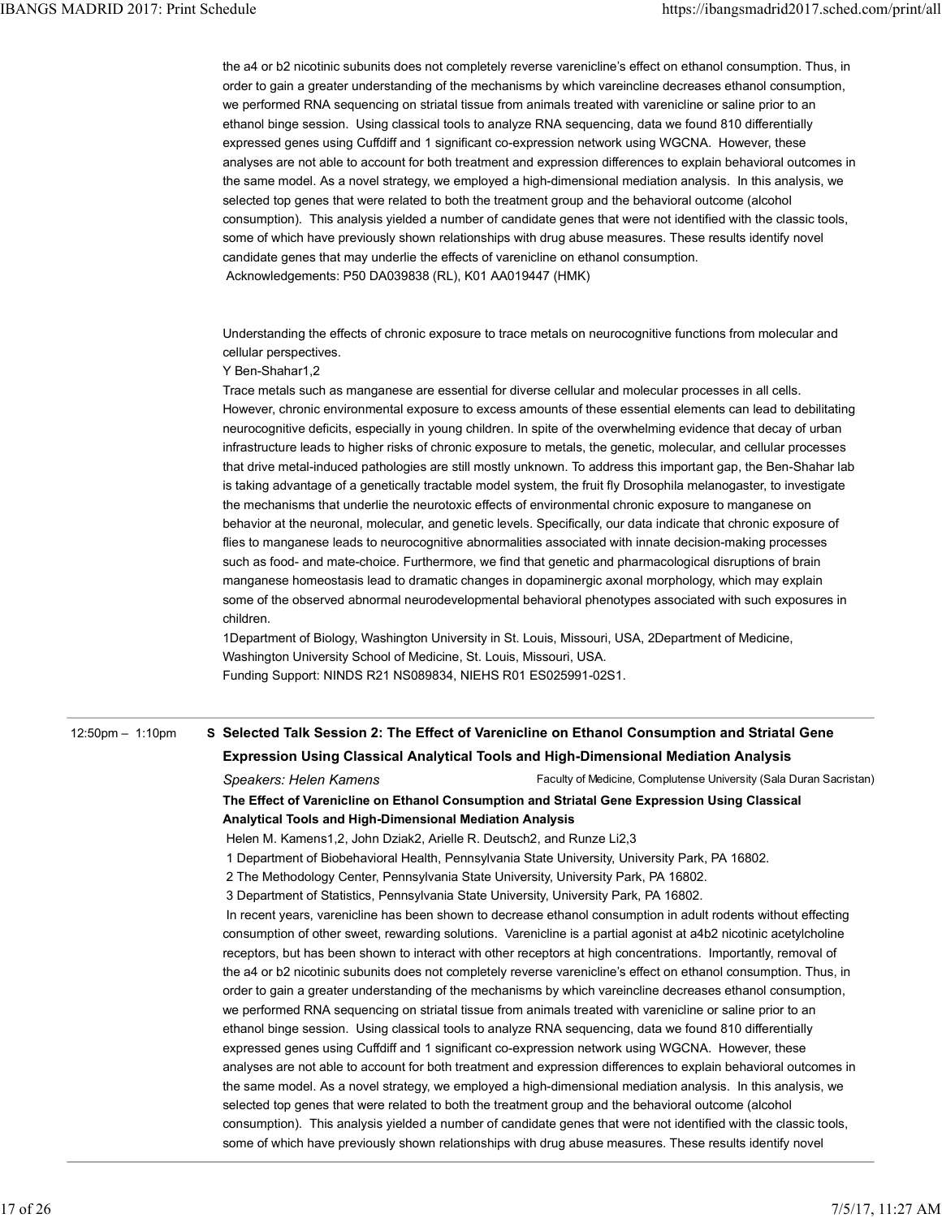the a4 or b2 nicotinic subunits does not completely reverse varenicline's effect on ethanol consumption. Thus, in order to gain a greater understanding of the mechanisms by which vareincline decreases ethanol consumption, we performed RNA sequencing on striatal tissue from animals treated with varenicline or saline prior to an ethanol binge session. Using classical tools to analyze RNA sequencing, data we found 810 differentially expressed genes using Cuffdiff and 1 significant co-expression network using WGCNA. However, these analyses are not able to account for both treatment and expression differences to explain behavioral outcomes in the same model. As a novel strategy, we employed a high-dimensional mediation analysis. In this analysis, we selected top genes that were related to both the treatment group and the behavioral outcome (alcohol consumption). This analysis yielded a number of candidate genes that were not identified with the classic tools, some of which have previously shown relationships with drug abuse measures. These results identify novel candidate genes that may underlie the effects of varenicline on ethanol consumption.

Acknowledgements: P50 DA039838 (RL), K01 AA019447 (HMK)

Understanding the effects of chronic exposure to trace metals on neurocognitive functions from molecular and cellular perspectives.

Y Ben-Shahar1,2

Trace metals such as manganese are essential for diverse cellular and molecular processes in all cells. However, chronic environmental exposure to excess amounts of these essential elements can lead to debilitating neurocognitive deficits, especially in young children. In spite of the overwhelming evidence that decay of urban infrastructure leads to higher risks of chronic exposure to metals, the genetic, molecular, and cellular processes that drive metal-induced pathologies are still mostly unknown. To address this important gap, the Ben-Shahar lab is taking advantage of a genetically tractable model system, the fruit fly Drosophila melanogaster, to investigate the mechanisms that underlie the neurotoxic effects of environmental chronic exposure to manganese on behavior at the neuronal, molecular, and genetic levels. Specifically, our data indicate that chronic exposure of flies to manganese leads to neurocognitive abnormalities associated with innate decision-making processes such as food- and mate-choice. Furthermore, we find that genetic and pharmacological disruptions of brain manganese homeostasis lead to dramatic changes in dopaminergic axonal morphology, which may explain some of the observed abnormal neurodevelopmental behavioral phenotypes associated with such exposures in children.

1Department of Biology, Washington University in St. Louis, Missouri, USA, 2Department of Medicine, Washington University School of Medicine, St. Louis, Missouri, USA.

Funding Support: NINDS R21 NS089834, NIEHS R01 ES025991-02S1.

12:50pm – 1:10pm

**S Selected Talk Session 2: The Effect of Varenicline on Ethanol Consumption and Striatal Gene Expression Using Classical Analytical Tools and High-Dimensional Mediation Analysis**

*Speakers: Helen Kamens* — Faculty of Medicine, Complutense University (Sala Duran Sacristan)

**The Effect of Varenicline on Ethanol Consumption and Striatal Gene Expression Using Classical Analytical Tools and High-Dimensional Mediation Analysis**

Helen M. Kamens1,2, John Dziak2, Arielle R. Deutsch2, and Runze Li2,3

1 Department of Biobehavioral Health, Pennsylvania State University, University Park, PA 16802.

2 The Methodology Center, Pennsylvania State University, University Park, PA 16802.

3 Department of Statistics, Pennsylvania State University, University Park, PA 16802.

In recent years, varenicline has been shown to decrease ethanol consumption in adult rodents without effecting consumption of other sweet, rewarding solutions. Varenicline is a partial agonist at a4b2 nicotinic acetylcholine receptors, but has been shown to interact with other receptors at high concentrations. Importantly, removal of the a4 or b2 nicotinic subunits does not completely reverse varenicline's effect on ethanol consumption. Thus, in order to gain a greater understanding of the mechanisms by which vareincline decreases ethanol consumption, we performed RNA sequencing on striatal tissue from animals treated with varenicline or saline prior to an ethanol binge session. Using classical tools to analyze RNA sequencing, data we found 810 differentially expressed genes using Cuffdiff and 1 significant co-expression network using WGCNA. However, these analyses are not able to account for both treatment and expression differences to explain behavioral outcomes in the same model. As a novel strategy, we employed a high-dimensional mediation analysis. In this analysis, we selected top genes that were related to both the treatment group and the behavioral outcome (alcohol consumption). This analysis yielded a number of candidate genes that were not identified with the classic tools, some of which have previously shown relationships with drug abuse measures. These results identify novel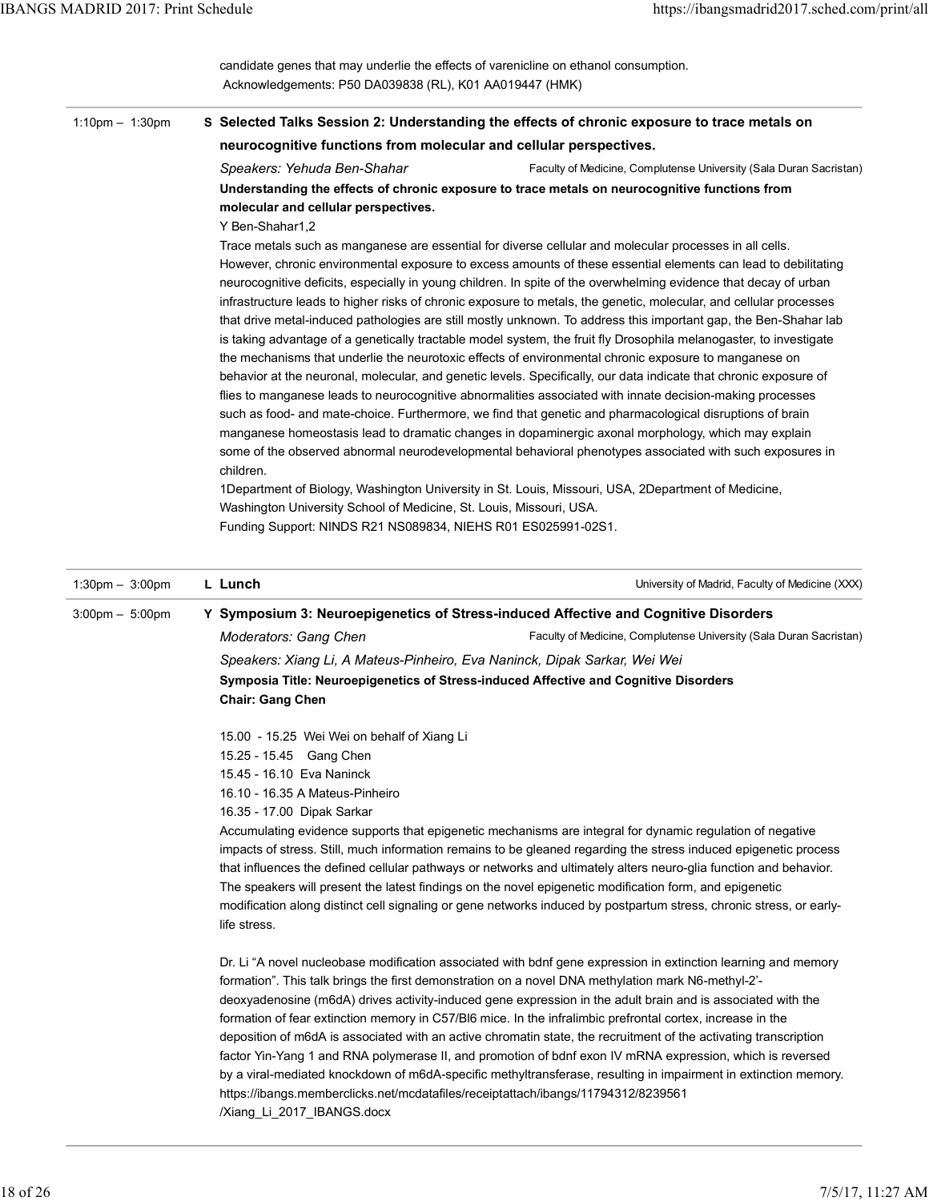candidate genes that may underlie the effects of varenicline on ethanol consumption.
Acknowledgements: P50 DA039838 (RL), K01 AA019447 (HMK)

---

1:10pm – 1:30pm

**S Selected Talks Session 2: Understanding the effects of chronic exposure to trace metals on neurocognitive functions from molecular and cellular perspectives.**

*Speakers: Yehuda Ben-Shahar* — Faculty of Medicine, Complutense University (Sala Duran Sacristan)

**Understanding the effects of chronic exposure to trace metals on neurocognitive functions from molecular and cellular perspectives.**

Y Ben-Shahar[1,2]

Trace metals such as manganese are essential for diverse cellular and molecular processes in all cells. However, chronic environmental exposure to excess amounts of these essential elements can lead to debilitating neurocognitive deficits, especially in young children. In spite of the overwhelming evidence that decay of urban infrastructure leads to higher risks of chronic exposure to metals, the genetic, molecular, and cellular processes that drive metal-induced pathologies are still mostly unknown. To address this important gap, the Ben-Shahar lab is taking advantage of a genetically tractable model system, the fruit fly Drosophila melanogaster, to investigate the mechanisms that underlie the neurotoxic effects of environmental chronic exposure to manganese on behavior at the neuronal, molecular, and genetic levels. Specifically, our data indicate that chronic exposure of flies to manganese leads to neurocognitive abnormalities associated with innate decision-making processes such as food- and mate-choice. Furthermore, we find that genetic and pharmacological disruptions of brain manganese homeostasis lead to dramatic changes in dopaminergic axonal morphology, which may explain some of the observed abnormal neurodevelopmental behavioral phenotypes associated with such exposures in children.

1Department of Biology, Washington University in St. Louis, Missouri, USA, 2Department of Medicine, Washington University School of Medicine, St. Louis, Missouri, USA.
Funding Support: NINDS R21 NS089834, NIEHS R01 ES025991-02S1.

---

1:30pm – 3:00pm

**L Lunch** — University of Madrid, Faculty of Medicine (XXX)

3:00pm – 5:00pm

**Y Symposium 3: Neuroepigenetics of Stress-induced Affective and Cognitive Disorders**

*Moderators: Gang Chen* — Faculty of Medicine, Complutense University (Sala Duran Sacristan)

*Speakers: Xiang Li, A Mateus-Pinheiro, Eva Naninck, Dipak Sarkar, Wei Wei*

**Symposia Title: Neuroepigenetics of Stress-induced Affective and Cognitive Disorders**
**Chair: Gang Chen**

15.00 - 15.25 Wei Wei on behalf of Xiang Li
15.25 - 15.45 Gang Chen
15.45 - 16.10 Eva Naninck
16.10 - 16.35 A Mateus-Pinheiro
16.35 - 17.00 Dipak Sarkar

Accumulating evidence supports that epigenetic mechanisms are integral for dynamic regulation of negative impacts of stress. Still, much information remains to be gleaned regarding the stress induced epigenetic process that influences the defined cellular pathways or networks and ultimately alters neuro-glia function and behavior. The speakers will present the latest findings on the novel epigenetic modification form, and epigenetic modification along distinct cell signaling or gene networks induced by postpartum stress, chronic stress, or early-life stress.

Dr. Li “A novel nucleobase modification associated with bdnf gene expression in extinction learning and memory formation”. This talk brings the first demonstration on a novel DNA methylation mark N6-methyl-2’-deoxyadenosine (m6dA) drives activity-induced gene expression in the adult brain and is associated with the formation of fear extinction memory in C57/Bl6 mice. In the infralimbic prefrontal cortex, increase in the deposition of m6dA is associated with an active chromatin state, the recruitment of the activating transcription factor Yin-Yang 1 and RNA polymerase II, and promotion of bdnf exon IV mRNA expression, which is reversed by a viral-mediated knockdown of m6dA-specific methyltransferase, resulting in impairment in extinction memory.
https://ibangs.memberclicks.net/mcdatafiles/receiptattach/ibangs/11794312/8239561/Xiang_Li_2017_IBANGS.docx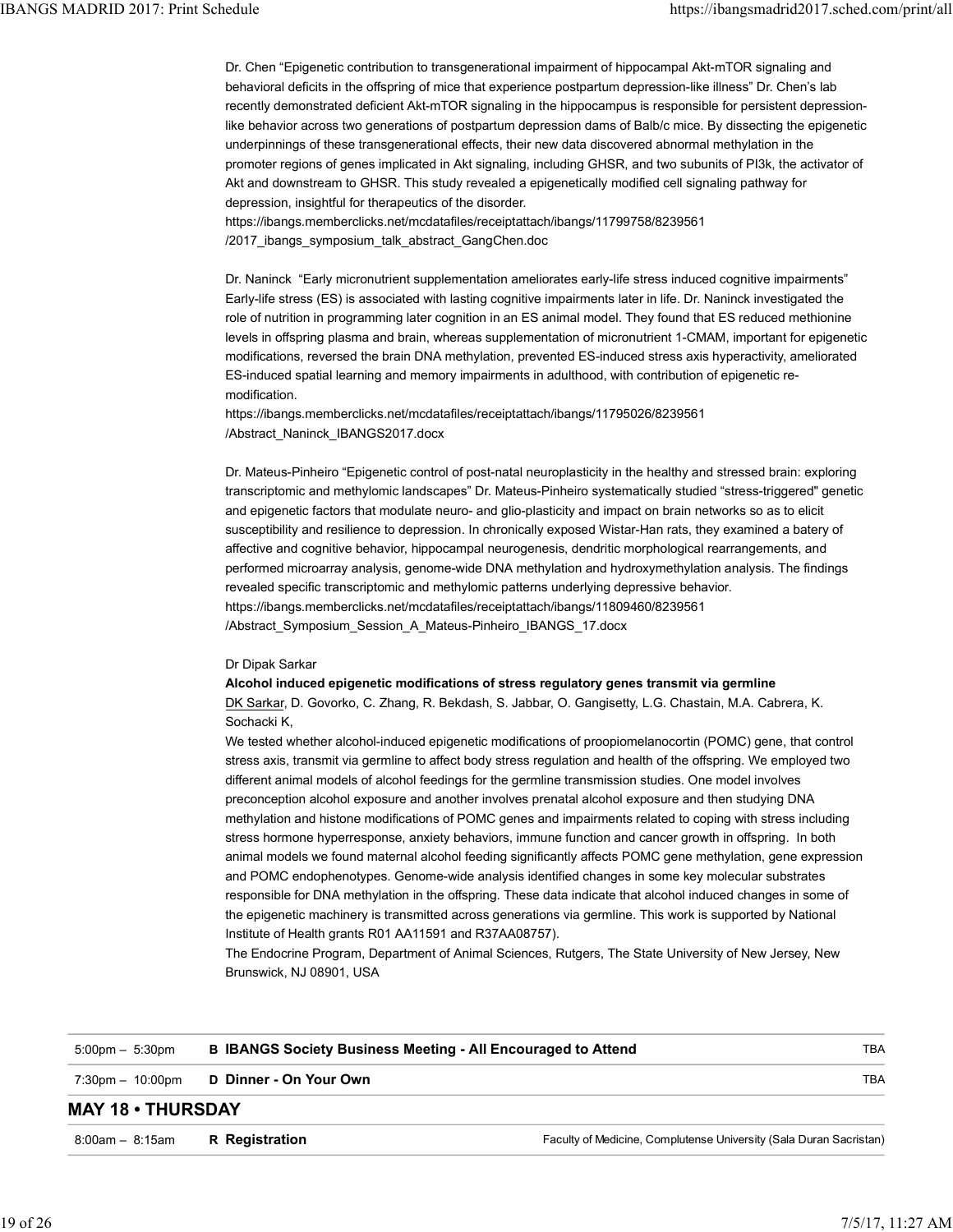Dr. Chen "Epigenetic contribution to transgenerational impairment of hippocampal Akt-mTOR signaling and behavioral deficits in the offspring of mice that experience postpartum depression-like illness" Dr. Chen's lab recently demonstrated deficient Akt-mTOR signaling in the hippocampus is responsible for persistent depression-like behavior across two generations of postpartum depression dams of Balb/c mice. By dissecting the epigenetic underpinnings of these transgenerational effects, their new data discovered abnormal methylation in the promoter regions of genes implicated in Akt signaling, including GHSR, and two subunits of PI3k, the activator of Akt and downstream to GHSR. This study revealed a epigenetically modified cell signaling pathway for depression, insightful for therapeutics of the disorder.
https://ibangs.memberclicks.net/mcdatafiles/receiptattach/ibangs/11799758/8239561/2017_ibangs_symposium_talk_abstract_GangChen.doc

Dr. Naninck "Early micronutrient supplementation ameliorates early-life stress induced cognitive impairments" Early-life stress (ES) is associated with lasting cognitive impairments later in life. Dr. Naninck investigated the role of nutrition in programming later cognition in an ES animal model. They found that ES reduced methionine levels in offspring plasma and brain, whereas supplementation of micronutrient 1-CMAM, important for epigenetic modifications, reversed the brain DNA methylation, prevented ES-induced stress axis hyperactivity, ameliorated ES-induced spatial learning and memory impairments in adulthood, with contribution of epigenetic re-modification.
https://ibangs.memberclicks.net/mcdatafiles/receiptattach/ibangs/11795026/8239561/Abstract_Naninck_IBANGS2017.docx

Dr. Mateus-Pinheiro "Epigenetic control of post-natal neuroplasticity in the healthy and stressed brain: exploring transcriptomic and methylomic landscapes" Dr. Mateus-Pinheiro systematically studied "stress-triggered" genetic and epigenetic factors that modulate neuro- and glio-plasticity and impact on brain networks so as to elicit susceptibility and resilience to depression. In chronically exposed Wistar-Han rats, they examined a batery of affective and cognitive behavior, hippocampal neurogenesis, dendritic morphological rearrangements, and performed microarray analysis, genome-wide DNA methylation and hydroxymethylation analysis. The findings revealed specific transcriptomic and methylomic patterns underlying depressive behavior.
https://ibangs.memberclicks.net/mcdatafiles/receiptattach/ibangs/11809460/8239561/Abstract_Symposium_Session_A_Mateus-Pinheiro_IBANGS_17.docx

Dr Dipak Sarkar

**Alcohol induced epigenetic modifications of stress regulatory genes transmit via germline**

DK Sarkar, D. Govorko, C. Zhang, R. Bekdash, S. Jabbar, O. Gangisetty, L.G. Chastain, M.A. Cabrera, K. Sochacki K,

We tested whether alcohol-induced epigenetic modifications of proopiomelanocortin (POMC) gene, that control stress axis, transmit via germline to affect body stress regulation and health of the offspring. We employed two different animal models of alcohol feedings for the germline transmission studies. One model involves preconception alcohol exposure and another involves prenatal alcohol exposure and then studying DNA methylation and histone modifications of POMC genes and impairments related to coping with stress including stress hormone hyperresponse, anxiety behaviors, immune function and cancer growth in offspring. In both animal models we found maternal alcohol feeding significantly affects POMC gene methylation, gene expression and POMC endophenotypes. Genome-wide analysis identified changes in some key molecular substrates responsible for DNA methylation in the offspring. These data indicate that alcohol induced changes in some of the epigenetic machinery is transmitted across generations via germline. This work is supported by National Institute of Health grants R01 AA11591 and R37AA08757).

The Endocrine Program, Department of Animal Sciences, Rutgers, The State University of New Jersey, New Brunswick, NJ 08901, USA

| | | |
|---|---|---|
| 5:00pm – 5:30pm | B **IBANGS Society Business Meeting - All Encouraged to Attend** | TBA |
| 7:30pm – 10:00pm | D **Dinner - On Your Own** | TBA |

## MAY 18 • THURSDAY

| | | |
|---|---|---|
| 8:00am – 8:15am | R **Registration** | Faculty of Medicine, Complutense University (Sala Duran Sacristan) |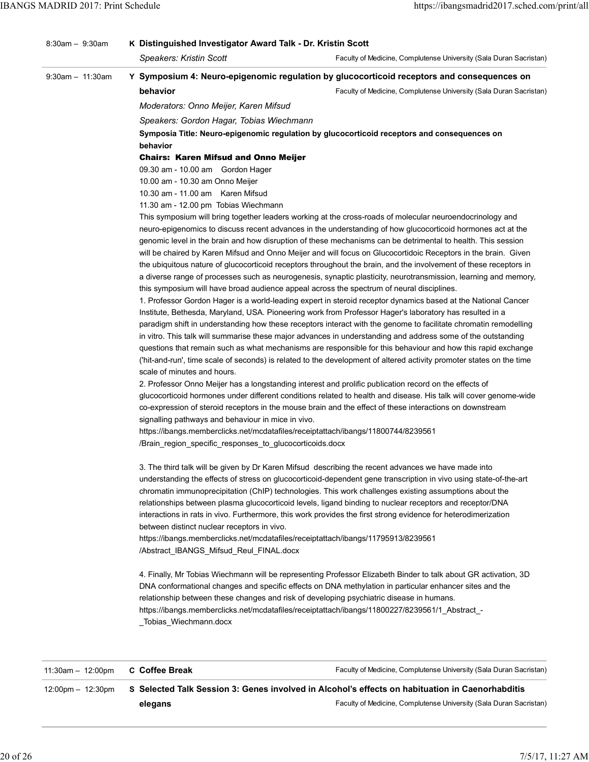8:30am – 9:30am

**K Distinguished Investigator Award Talk - Dr. Kristin Scott**

*Speakers: Kristin Scott*

Faculty of Medicine, Complutense University (Sala Duran Sacristan)

9:30am – 11:30am

**Y Symposium 4: Neuro-epigenomic regulation by glucocorticoid receptors and consequences on behavior**

Faculty of Medicine, Complutense University (Sala Duran Sacristan)

*Moderators: Onno Meijer, Karen Mifsud*

*Speakers: Gordon Hagar, Tobias Wiechmann*

**Symposia Title: Neuro-epigenomic regulation by glucocorticoid receptors and consequences on behavior**

**Chairs: Karen Mifsud and Onno Meijer**

09.30 am - 10.00 am Gordon Hager
10.00 am - 10.30 am Onno Meijer
10.30 am - 11.00 am Karen Mifsud
11.30 am - 12.00 pm Tobias Wiechmann

This symposium will bring together leaders working at the cross-roads of molecular neuroendocrinology and neuro-epigenomics to discuss recent advances in the understanding of how glucocorticoid hormones act at the genomic level in the brain and how disruption of these mechanisms can be detrimental to health. This session will be chaired by Karen Mifsud and Onno Meijer and will focus on Glucocortidoic Receptors in the brain. Given the ubiquitous nature of glucocorticoid receptors throughout the brain, and the involvement of these receptors in a diverse range of processes such as neurogenesis, synaptic plasticity, neurotransmission, learning and memory, this symposium will have broad audience appeal across the spectrum of neural disciplines.

1. Professor Gordon Hager is a world-leading expert in steroid receptor dynamics based at the National Cancer Institute, Bethesda, Maryland, USA. Pioneering work from Professor Hager's laboratory has resulted in a paradigm shift in understanding how these receptors interact with the genome to facilitate chromatin remodelling in vitro. This talk will summarise these major advances in understanding and address some of the outstanding questions that remain such as what mechanisms are responsible for this behaviour and how this rapid exchange ('hit-and-run', time scale of seconds) is related to the development of altered activity promoter states on the time scale of minutes and hours.

2. Professor Onno Meijer has a longstanding interest and prolific publication record on the effects of glucocorticoid hormones under different conditions related to health and disease. His talk will cover genome-wide co-expression of steroid receptors in the mouse brain and the effect of these interactions on downstream signalling pathways and behaviour in mice in vivo.
https://ibangs.memberclicks.net/mcdatafiles/receiptattach/ibangs/11800744/8239561/Brain_region_specific_responses_to_glucocorticoids.docx

3. The third talk will be given by Dr Karen Mifsud describing the recent advances we have made into understanding the effects of stress on glucocorticoid-dependent gene transcription in vivo using state-of-the-art chromatin immunoprecipitation (ChIP) technologies. This work challenges existing assumptions about the relationships between plasma glucocorticoid levels, ligand binding to nuclear receptors and receptor/DNA interactions in rats in vivo. Furthermore, this work provides the first strong evidence for heterodimerization between distinct nuclear receptors in vivo.
https://ibangs.memberclicks.net/mcdatafiles/receiptattach/ibangs/11795913/8239561/Abstract_IBANGS_Mifsud_Reul_FINAL.docx

4. Finally, Mr Tobias Wiechmann will be representing Professor Elizabeth Binder to talk about GR activation, 3D DNA conformational changes and specific effects on DNA methylation in particular enhancer sites and the relationship between these changes and risk of developing psychiatric disease in humans.
https://ibangs.memberclicks.net/mcdatafiles/receiptattach/ibangs/11800227/8239561/1_Abstract_-_Tobias_Wiechmann.docx

11:30am – 12:00pm

**C Coffee Break**

Faculty of Medicine, Complutense University (Sala Duran Sacristan)

12:00pm – 12:30pm

**S Selected Talk Session 3: Genes involved in Alcohol's effects on habituation in Caenorhabditis elegans**

Faculty of Medicine, Complutense University (Sala Duran Sacristan)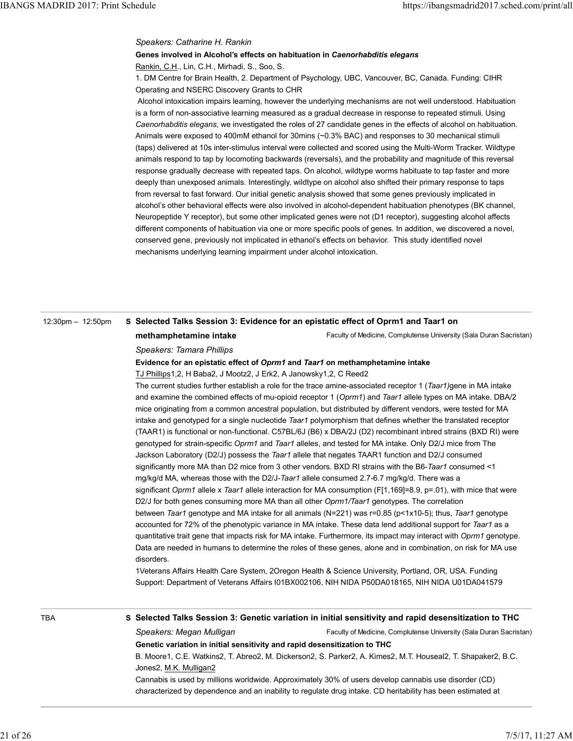*Speakers: Catharine H. Rankin*

**Genes involved in Alcohol's effects on habituation in *Caenorhabditis elegans***

Rankin, C.H., Lin, C.H., Mirhadi, S., Soo, S.

1. DM Centre for Brain Health, 2. Department of Psychology, UBC, Vancouver, BC, Canada. Funding: CIHR Operating and NSERC Discovery Grants to CHR

Alcohol intoxication impairs learning, however the underlying mechanisms are not well understood. Habituation is a form of non-associative learning measured as a gradual decrease in response to repeated stimuli. Using *Caenorhabditis elegans*, we investigated the roles of 27 candidate genes in the effects of alcohol on habituation. Animals were exposed to 400mM ethanol for 30mins (~0.3% BAC) and responses to 30 mechanical stimuli (taps) delivered at 10s inter-stimulus interval were collected and scored using the Multi-Worm Tracker. Wildtype animals respond to tap by locomoting backwards (reversals), and the probability and magnitude of this reversal response gradually decrease with repeated taps. On alcohol, wildtype worms habituate to tap faster and more deeply than unexposed animals. Interestingly, wildtype on alcohol also shifted their primary response to taps from reversal to fast forward. Our initial genetic analysis showed that some genes previously implicated in alcohol's other behavioral effects were also involved in alcohol-dependent habituation phenotypes (BK channel, Neuropeptide Y receptor), but some other implicated genes were not (D1 receptor), suggesting alcohol affects different components of habituation via one or more specific pools of genes. In addition, we discovered a novel, conserved gene, previously not implicated in ethanol's effects on behavior. This study identified novel mechanisms underlying learning impairment under alcohol intoxication.

---

12:30pm – 12:50pm

**S Selected Talks Session 3: Evidence for an epistatic effect of Oprm1 and Taar1 on methamphetamine intake**

Faculty of Medicine, Complutense University (Sala Duran Sacristan)

*Speakers: Tamara Phillips*

**Evidence for an epistatic effect of *Oprm1* and *Taar1* on methamphetamine intake**

TJ Phillips[1,2], H Baba[2], J Mootz[2], J Erk[2], A Janowsky[1,2], C Reed[2]

The current studies further establish a role for the trace amine-associated receptor 1 (*Taar1)*gene in MA intake and examine the combined effects of mu-opioid receptor 1 (*Oprm1*) and *Taar1* allele types on MA intake. DBA/2 mice originating from a common ancestral population, but distributed by different vendors, were tested for MA intake and genotyped for a single nucleotide *Taar1* polymorphism that defines whether the translated receptor (TAAR1) is functional or non-functional. C57BL/6J (B6) x DBA/2J (D2) recombinant inbred strains (BXD RI) were genotyped for strain-specific *Oprm1* and *Taar1* alleles, and tested for MA intake. Only D2/J mice from The Jackson Laboratory (D2/J) possess the *Taar1* allele that negates TAAR1 function and D2/J consumed significantly more MA than D2 mice from 3 other vendors. BXD RI strains with the B6-*Taar1* consumed <1 mg/kg/d MA, whereas those with the D2/J-*Taar1* allele consumed 2.7-6.7 mg/kg/d. There was a significant *Oprm1* allele x *Taar1* allele interaction for MA consumption ($F[1,169]=8.9$, $p=.01$), with mice that were D2/J for both genes consuming more MA than all other *Oprm1/Taar1* genotypes. The correlation between *Taar1* genotype and MA intake for all animals (N=221) was $r=0.85$ ($p<1x10-5$); thus, *Taar1* genotype accounted for 72% of the phenotypic variance in MA intake. These data lend additional support for *Taar1* as a quantitative trait gene that impacts risk for MA intake. Furthermore, its impact may interact with *Oprm1* genotype. Data are needed in humans to determine the roles of these genes, alone and in combination, on risk for MA use disorders.

[1]Veterans Affairs Health Care System, [2]Oregon Health & Science University, Portland, OR, USA. Funding Support: Department of Veterans Affairs I01BX002106, NIH NIDA P50DA018165, NIH NIDA U01DA041579

---

TBA

**S Selected Talks Session 3: Genetic variation in initial sensitivity and rapid desensitization to THC**

*Speakers: Megan Mulligan*

Faculty of Medicine, Complutense University (Sala Duran Sacristan)

**Genetic variation in initial sensitivity and rapid desensitization to THC**

B. Moore[1], C.E. Watkins[2], T. Abreo[2], M. Dickerson[2], S. Parker[2], A. Kimes[2], M.T. Houseal[2], T. Shapaker[2], B.C. Jones[2], M.K. Mulligan[2]

Cannabis is used by millions worldwide. Approximately 30% of users develop cannabis use disorder (CD) characterized by dependence and an inability to regulate drug intake. CD heritability has been estimated at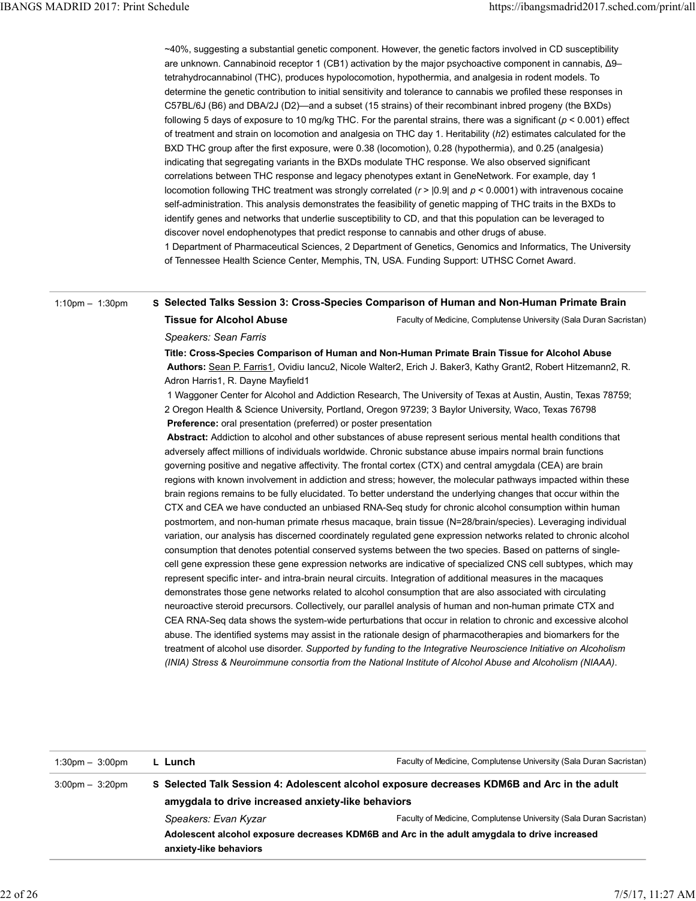~40%, suggesting a substantial genetic component. However, the genetic factors involved in CD susceptibility are unknown. Cannabinoid receptor 1 (CB1) activation by the major psychoactive component in cannabis, Δ9–tetrahydrocannabinol (THC), produces hypolocomotion, hypothermia, and analgesia in rodent models. To determine the genetic contribution to initial sensitivity and tolerance to cannabis we profiled these responses in C57BL/6J (B6) and DBA/2J (D2)—and a subset (15 strains) of their recombinant inbred progeny (the BXDs) following 5 days of exposure to 10 mg/kg THC. For the parental strains, there was a significant ($p < 0.001$) effect of treatment and strain on locomotion and analgesia on THC day 1. Heritability ($h2$) estimates calculated for the BXD THC group after the first exposure, were 0.38 (locomotion), 0.28 (hypothermia), and 0.25 (analgesia) indicating that segregating variants in the BXDs modulate THC response. We also observed significant correlations between THC response and legacy phenotypes extant in GeneNetwork. For example, day 1 locomotion following THC treatment was strongly correlated ($r > |0.9|$ and $p < 0.0001$) with intravenous cocaine self-administration. This analysis demonstrates the feasibility of genetic mapping of THC traits in the BXDs to identify genes and networks that underlie susceptibility to CD, and that this population can be leveraged to discover novel endophenotypes that predict response to cannabis and other drugs of abuse.
1 Department of Pharmaceutical Sciences, 2 Department of Genetics, Genomics and Informatics, The University of Tennessee Health Science Center, Memphis, TN, USA. Funding Support: UTHSC Cornet Award.

---

1:10pm – 1:30pm

**S Selected Talks Session 3: Cross-Species Comparison of Human and Non-Human Primate Brain Tissue for Alcohol Abuse**

Faculty of Medicine, Complutense University (Sala Duran Sacristan)

*Speakers: Sean Farris*

**Title: Cross-Species Comparison of Human and Non-Human Primate Brain Tissue for Alcohol Abuse**

**Authors:** Sean P. Farris1, Ovidiu Iancu2, Nicole Walter2, Erich J. Baker3, Kathy Grant2, Robert Hitzemann2, R. Adron Harris1, R. Dayne Mayfield1

1 Waggoner Center for Alcohol and Addiction Research, The University of Texas at Austin, Austin, Texas 78759; 2 Oregon Health & Science University, Portland, Oregon 97239; 3 Baylor University, Waco, Texas 76798

**Preference:** oral presentation (preferred) or poster presentation

**Abstract:** Addiction to alcohol and other substances of abuse represent serious mental health conditions that adversely affect millions of individuals worldwide. Chronic substance abuse impairs normal brain functions governing positive and negative affectivity. The frontal cortex (CTX) and central amygdala (CEA) are brain regions with known involvement in addiction and stress; however, the molecular pathways impacted within these brain regions remains to be fully elucidated. To better understand the underlying changes that occur within the CTX and CEA we have conducted an unbiased RNA-Seq study for chronic alcohol consumption within human postmortem, and non-human primate rhesus macaque, brain tissue (N=28/brain/species). Leveraging individual variation, our analysis has discerned coordinately regulated gene expression networks related to chronic alcohol consumption that denotes potential conserved systems between the two species. Based on patterns of single-cell gene expression these gene expression networks are indicative of specialized CNS cell subtypes, which may represent specific inter- and intra-brain neural circuits. Integration of additional measures in the macaques demonstrates those gene networks related to alcohol consumption that are also associated with circulating neuroactive steroid precursors. Collectively, our parallel analysis of human and non-human primate CTX and CEA RNA-Seq data shows the system-wide perturbations that occur in relation to chronic and excessive alcohol abuse. The identified systems may assist in the rationale design of pharmacotherapies and biomarkers for the treatment of alcohol use disorder. *Supported by funding to the Integrative Neuroscience Initiative on Alcoholism (INIA) Stress & Neuroimmune consortia from the National Institute of Alcohol Abuse and Alcoholism (NIAAA).*

---

1:30pm – 3:00pm

**L Lunch**

Faculty of Medicine, Complutense University (Sala Duran Sacristan)

---

3:00pm – 3:20pm

**S Selected Talk Session 4: Adolescent alcohol exposure decreases KDM6B and Arc in the adult amygdala to drive increased anxiety-like behaviors**

*Speakers: Evan Kyzar*

Faculty of Medicine, Complutense University (Sala Duran Sacristan)

**Adolescent alcohol exposure decreases KDM6B and Arc in the adult amygdala to drive increased anxiety-like behaviors**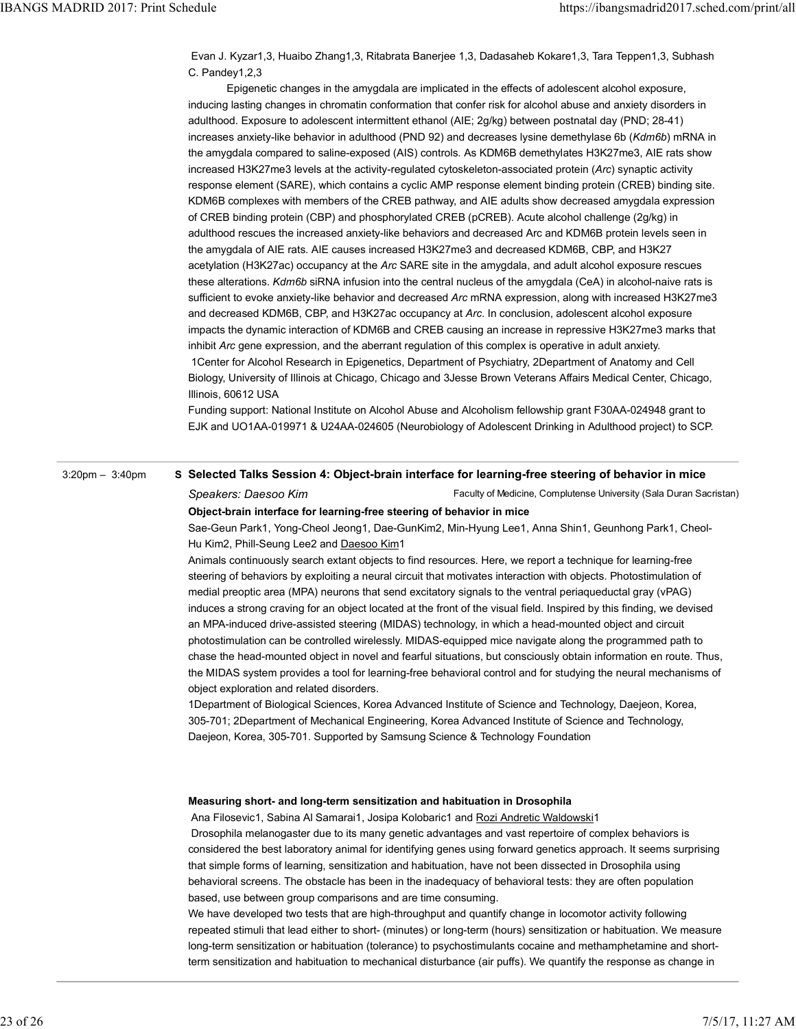Evan J. Kyzar[1,3], Huaibo Zhang[1,3], Ritabrata Banerjee [1,3], Dadasaheb Kokare[1,3], Tara Teppen[1,3], Subhash C. Pandey[1,2,3]

Epigenetic changes in the amygdala are implicated in the effects of adolescent alcohol exposure, inducing lasting changes in chromatin conformation that confer risk for alcohol abuse and anxiety disorders in adulthood. Exposure to adolescent intermittent ethanol (AIE; 2g/kg) between postnatal day (PND; 28-41) increases anxiety-like behavior in adulthood (PND 92) and decreases lysine demethylase 6b (*Kdm6b*) mRNA in the amygdala compared to saline-exposed (AIS) controls. As KDM6B demethylates H3K27me3, AIE rats show increased H3K27me3 levels at the activity-regulated cytoskeleton-associated protein (*Arc*) synaptic activity response element (SARE), which contains a cyclic AMP response element binding protein (CREB) binding site. KDM6B complexes with members of the CREB pathway, and AIE adults show decreased amygdala expression of CREB binding protein (CBP) and phosphorylated CREB (pCREB). Acute alcohol challenge (2g/kg) in adulthood rescues the increased anxiety-like behaviors and decreased Arc and KDM6B protein levels seen in the amygdala of AIE rats. AIE causes increased H3K27me3 and decreased KDM6B, CBP, and H3K27 acetylation (H3K27ac) occupancy at the *Arc* SARE site in the amygdala, and adult alcohol exposure rescues these alterations. *Kdm6b* siRNA infusion into the central nucleus of the amygdala (CeA) in alcohol-naive rats is sufficient to evoke anxiety-like behavior and decreased *Arc* mRNA expression, along with increased H3K27me3 and decreased KDM6B, CBP, and H3K27ac occupancy at *Arc*. In conclusion, adolescent alcohol exposure impacts the dynamic interaction of KDM6B and CREB causing an increase in repressive H3K27me3 marks that inhibit *Arc* gene expression, and the aberrant regulation of this complex is operative in adult anxiety.

[1]Center for Alcohol Research in Epigenetics, Department of Psychiatry, [2]Department of Anatomy and Cell Biology, University of Illinois at Chicago, Chicago and [3]Jesse Brown Veterans Affairs Medical Center, Chicago, Illinois, 60612 USA

Funding support: National Institute on Alcohol Abuse and Alcoholism fellowship grant F30AA-024948 grant to EJK and UO1AA-019971 & U24AA-024605 (Neurobiology of Adolescent Drinking in Adulthood project) to SCP.

---

3:20pm – 3:40pm

**S Selected Talks Session 4: Object-brain interface for learning-free steering of behavior in mice**

*Speakers: Daesoo Kim* — Faculty of Medicine, Complutense University (Sala Duran Sacristan)

**Object-brain interface for learning-free steering of behavior in mice**

Sae-Geun Park[1], Yong-Cheol Jeong[1], Dae-GunKim[2], Min-Hyung Lee[1], Anna Shin[1], Geunhong Park[1], Cheol-Hu Kim[2], Phill-Seung Lee[2] and Daesoo Kim[1]

Animals continuously search extant objects to find resources. Here, we report a technique for learning-free steering of behaviors by exploiting a neural circuit that motivates interaction with objects. Photostimulation of medial preoptic area (MPA) neurons that send excitatory signals to the ventral periaqueductal gray (vPAG) induces a strong craving for an object located at the front of the visual field. Inspired by this finding, we devised an MPA-induced drive-assisted steering (MIDAS) technology, in which a head-mounted object and circuit photostimulation can be controlled wirelessly. MIDAS-equipped mice navigate along the programmed path to chase the head-mounted object in novel and fearful situations, but consciously obtain information en route. Thus, the MIDAS system provides a tool for learning-free behavioral control and for studying the neural mechanisms of object exploration and related disorders.

[1]Department of Biological Sciences, Korea Advanced Institute of Science and Technology, Daejeon, Korea, 305-701; [2]Department of Mechanical Engineering, Korea Advanced Institute of Science and Technology, Daejeon, Korea, 305-701. Supported by Samsung Science & Technology Foundation

**Measuring short- and long-term sensitization and habituation in Drosophila**

Ana Filosevic[1], Sabina Al Samarai[1], Josipa Kolobaric[1] and Rozi Andretic Waldowski[1]

Drosophila melanogaster due to its many genetic advantages and vast repertoire of complex behaviors is considered the best laboratory animal for identifying genes using forward genetics approach. It seems surprising that simple forms of learning, sensitization and habituation, have not been dissected in Drosophila using behavioral screens. The obstacle has been in the inadequacy of behavioral tests: they are often population based, use between group comparisons and are time consuming.

We have developed two tests that are high-throughput and quantify change in locomotor activity following repeated stimuli that lead either to short- (minutes) or long-term (hours) sensitization or habituation. We measure long-term sensitization or habituation (tolerance) to psychostimulants cocaine and methamphetamine and short-term sensitization and habituation to mechanical disturbance (air puffs). We quantify the response as change in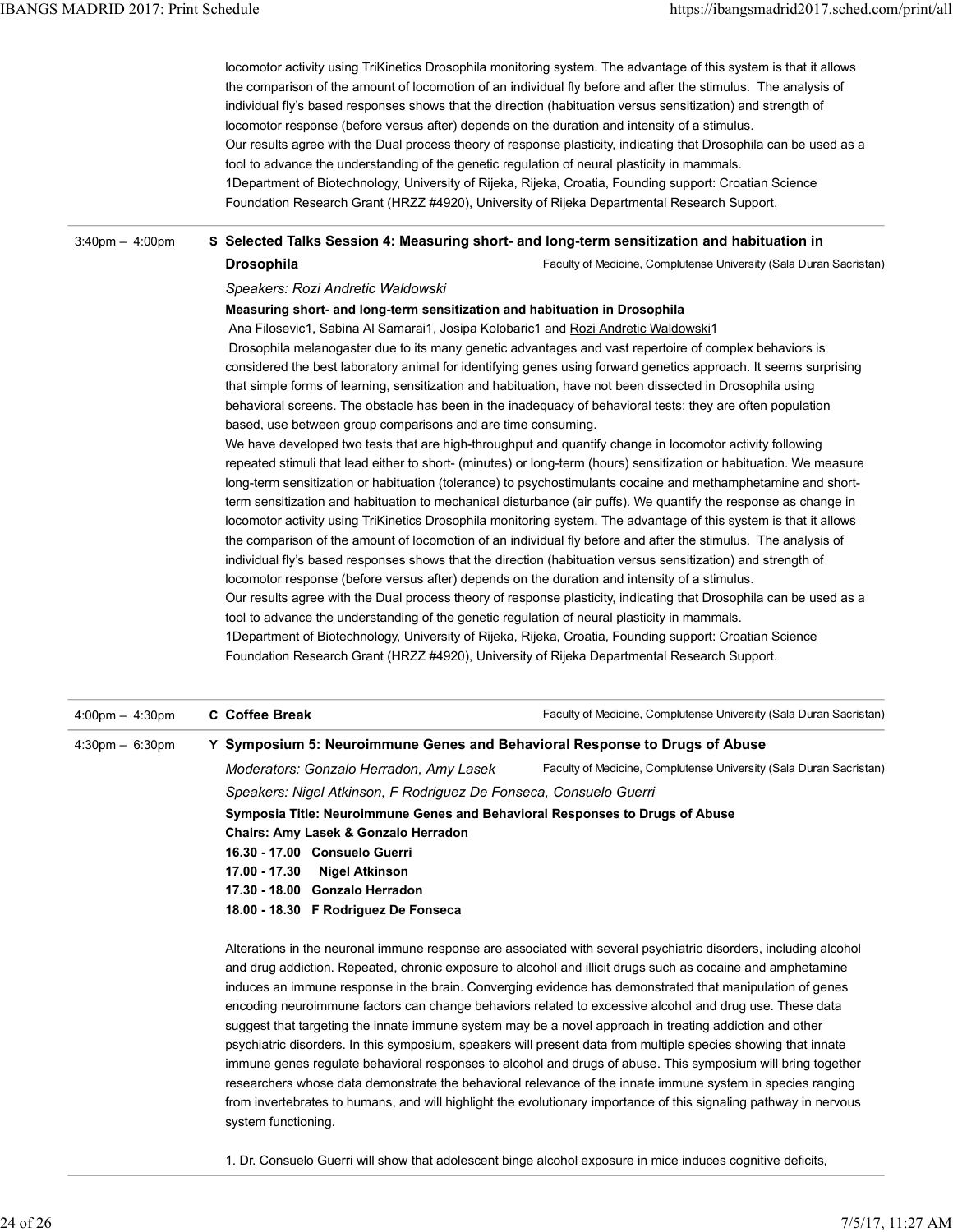locomotor activity using TriKinetics Drosophila monitoring system. The advantage of this system is that it allows the comparison of the amount of locomotion of an individual fly before and after the stimulus. The analysis of individual fly's based responses shows that the direction (habituation versus sensitization) and strength of locomotor response (before versus after) depends on the duration and intensity of a stimulus.
Our results agree with the Dual process theory of response plasticity, indicating that Drosophila can be used as a tool to advance the understanding of the genetic regulation of neural plasticity in mammals.
1Department of Biotechnology, University of Rijeka, Rijeka, Croatia, Founding support: Croatian Science Foundation Research Grant (HRZZ #4920), University of Rijeka Departmental Research Support.

---

3:40pm – 4:00pm

**S Selected Talks Session 4: Measuring short- and long-term sensitization and habituation in Drosophila**

Faculty of Medicine, Complutense University (Sala Duran Sacristan)

*Speakers: Rozi Andretic Waldowski*

**Measuring short- and long-term sensitization and habituation in Drosophila**

Ana Filosevic[1], Sabina Al Samarai[1], Josipa Kolobaric[1] and Rozi Andretic Waldowski[1]

Drosophila melanogaster due to its many genetic advantages and vast repertoire of complex behaviors is considered the best laboratory animal for identifying genes using forward genetics approach. It seems surprising that simple forms of learning, sensitization and habituation, have not been dissected in Drosophila using behavioral screens. The obstacle has been in the inadequacy of behavioral tests: they are often population based, use between group comparisons and are time consuming.

We have developed two tests that are high-throughput and quantify change in locomotor activity following repeated stimuli that lead either to short- (minutes) or long-term (hours) sensitization or habituation. We measure long-term sensitization or habituation (tolerance) to psychostimulants cocaine and methamphetamine and short-term sensitization and habituation to mechanical disturbance (air puffs). We quantify the response as change in locomotor activity using TriKinetics Drosophila monitoring system. The advantage of this system is that it allows the comparison of the amount of locomotion of an individual fly before and after the stimulus. The analysis of individual fly's based responses shows that the direction (habituation versus sensitization) and strength of locomotor response (before versus after) depends on the duration and intensity of a stimulus.

Our results agree with the Dual process theory of response plasticity, indicating that Drosophila can be used as a tool to advance the understanding of the genetic regulation of neural plasticity in mammals.

1Department of Biotechnology, University of Rijeka, Rijeka, Croatia, Founding support: Croatian Science Foundation Research Grant (HRZZ #4920), University of Rijeka Departmental Research Support.

---

4:00pm – 4:30pm

**C Coffee Break**

Faculty of Medicine, Complutense University (Sala Duran Sacristan)

---

4:30pm – 6:30pm

**Y Symposium 5: Neuroimmune Genes and Behavioral Response to Drugs of Abuse**

*Moderators: Gonzalo Herradon, Amy Lasek*

Faculty of Medicine, Complutense University (Sala Duran Sacristan)

*Speakers: Nigel Atkinson, F Rodriguez De Fonseca, Consuelo Guerri*

**Symposia Title: Neuroimmune Genes and Behavioral Responses to Drugs of Abuse**
**Chairs: Amy Lasek & Gonzalo Herradon**
**16.30 - 17.00 Consuelo Guerri**
**17.00 - 17.30 Nigel Atkinson**
**17.30 - 18.00 Gonzalo Herradon**
**18.00 - 18.30 F Rodriguez De Fonseca**

Alterations in the neuronal immune response are associated with several psychiatric disorders, including alcohol and drug addiction. Repeated, chronic exposure to alcohol and illicit drugs such as cocaine and amphetamine induces an immune response in the brain. Converging evidence has demonstrated that manipulation of genes encoding neuroimmune factors can change behaviors related to excessive alcohol and drug use. These data suggest that targeting the innate immune system may be a novel approach in treating addiction and other psychiatric disorders. In this symposium, speakers will present data from multiple species showing that innate immune genes regulate behavioral responses to alcohol and drugs of abuse. This symposium will bring together researchers whose data demonstrate the behavioral relevance of the innate immune system in species ranging from invertebrates to humans, and will highlight the evolutionary importance of this signaling pathway in nervous system functioning.

1. Dr. Consuelo Guerri will show that adolescent binge alcohol exposure in mice induces cognitive deficits,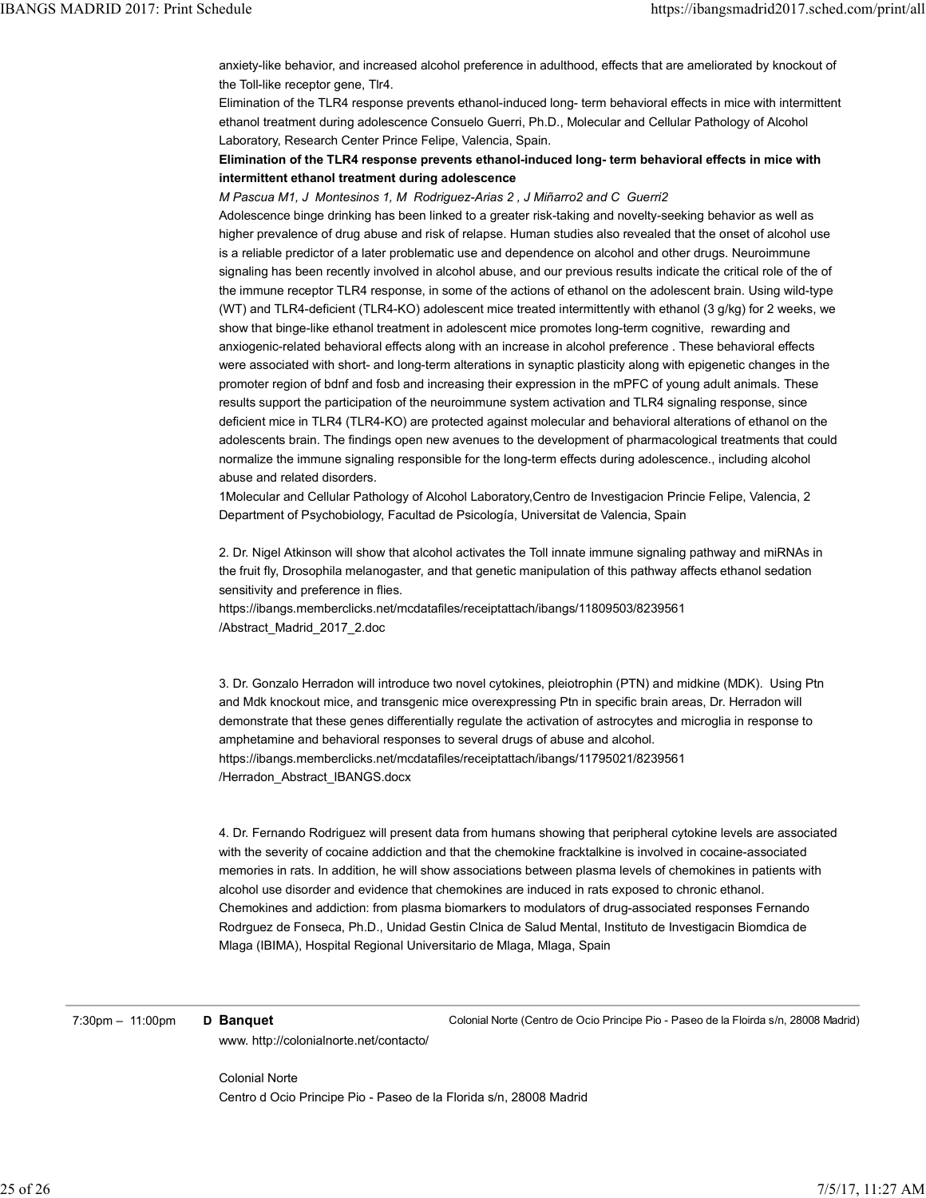anxiety-like behavior, and increased alcohol preference in adulthood, effects that are ameliorated by knockout of the Toll-like receptor gene, Tlr4.

Elimination of the TLR4 response prevents ethanol-induced long- term behavioral effects in mice with intermittent ethanol treatment during adolescence Consuelo Guerri, Ph.D., Molecular and Cellular Pathology of Alcohol Laboratory, Research Center Prince Felipe, Valencia, Spain.

**Elimination of the TLR4 response prevents ethanol-induced long- term behavioral effects in mice with intermittent ethanol treatment during adolescence**

*M Pascua M1, J Montesinos 1, M Rodriguez-Arias 2 , J Miñarro2 and C Guerri2*

Adolescence binge drinking has been linked to a greater risk-taking and novelty-seeking behavior as well as higher prevalence of drug abuse and risk of relapse. Human studies also revealed that the onset of alcohol use is a reliable predictor of a later problematic use and dependence on alcohol and other drugs. Neuroimmune signaling has been recently involved in alcohol abuse, and our previous results indicate the critical role of the of the immune receptor TLR4 response, in some of the actions of ethanol on the adolescent brain. Using wild-type (WT) and TLR4-deficient (TLR4-KO) adolescent mice treated intermittently with ethanol (3 g/kg) for 2 weeks, we show that binge-like ethanol treatment in adolescent mice promotes long-term cognitive, rewarding and anxiogenic-related behavioral effects along with an increase in alcohol preference . These behavioral effects were associated with short- and long-term alterations in synaptic plasticity along with epigenetic changes in the promoter region of bdnf and fosb and increasing their expression in the mPFC of young adult animals. These results support the participation of the neuroimmune system activation and TLR4 signaling response, since deficient mice in TLR4 (TLR4-KO) are protected against molecular and behavioral alterations of ethanol on the adolescents brain. The findings open new avenues to the development of pharmacological treatments that could normalize the immune signaling responsible for the long-term effects during adolescence., including alcohol abuse and related disorders.

1Molecular and Cellular Pathology of Alcohol Laboratory,Centro de Investigacion Princie Felipe, Valencia, 2 Department of Psychobiology, Facultad de Psicología, Universitat de Valencia, Spain

2. Dr. Nigel Atkinson will show that alcohol activates the Toll innate immune signaling pathway and miRNAs in the fruit fly, Drosophila melanogaster, and that genetic manipulation of this pathway affects ethanol sedation sensitivity and preference in flies.
https://ibangs.memberclicks.net/mcdatafiles/receiptattach/ibangs/11809503/8239561/Abstract_Madrid_2017_2.doc

3. Dr. Gonzalo Herradon will introduce two novel cytokines, pleiotrophin (PTN) and midkine (MDK). Using Ptn and Mdk knockout mice, and transgenic mice overexpressing Ptn in specific brain areas, Dr. Herradon will demonstrate that these genes differentially regulate the activation of astrocytes and microglia in response to amphetamine and behavioral responses to several drugs of abuse and alcohol.
https://ibangs.memberclicks.net/mcdatafiles/receiptattach/ibangs/11795021/8239561/Herradon_Abstract_IBANGS.docx

4. Dr. Fernando Rodriguez will present data from humans showing that peripheral cytokine levels are associated with the severity of cocaine addiction and that the chemokine fracktalkine is involved in cocaine-associated memories in rats. In addition, he will show associations between plasma levels of chemokines in patients with alcohol use disorder and evidence that chemokines are induced in rats exposed to chronic ethanol. Chemokines and addiction: from plasma biomarkers to modulators of drug-associated responses Fernando Rodrguez de Fonseca, Ph.D., Unidad Gestin Clnica de Salud Mental, Instituto de Investigacin Biomdica de Mlaga (IBIMA), Hospital Regional Universitario de Mlaga, Mlaga, Spain

---

7:30pm – 11:00pm **D Banquet** — Colonial Norte (Centro de Ocio Principe Pio - Paseo de la Floirda s/n, 28008 Madrid)

www. http://colonialnorte.net/contacto/

Colonial Norte
Centro d Ocio Principe Pio - Paseo de la Florida s/n, 28008 Madrid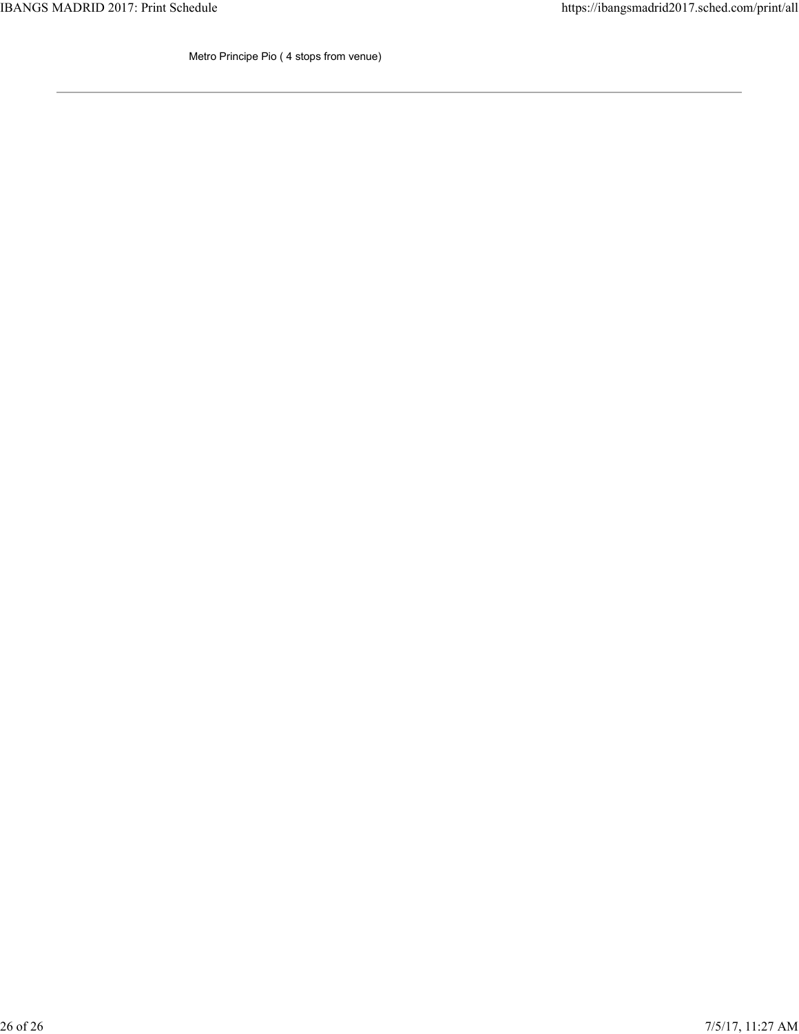Metro Principe Pio ( 4 stops from venue)

---